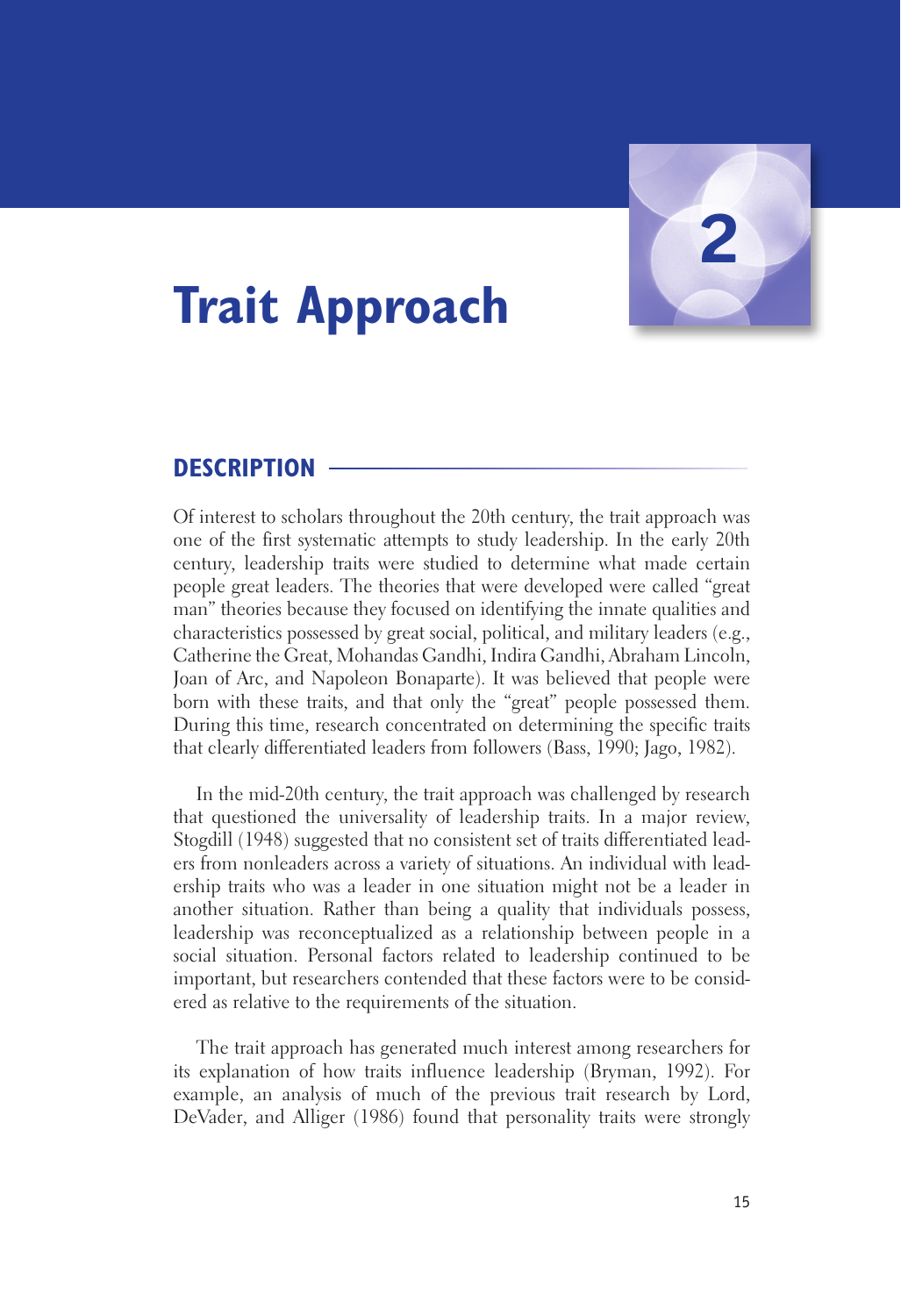# 2 Trait Approach

## DESCRIPTION

Of interest to scholars throughout the 20th century, the trait approach was one of the first systematic attempts to study leadership. In the early 20th century, leadership traits were studied to determine what made certain people great leaders. The theories that were developed were called "great man" theories because they focused on identifying the innate qualities and characteristics possessed by great social, political, and military leaders (e.g., Catherine the Great, Mohandas Gandhi, Indira Gandhi, Abraham Lincoln, Joan of Arc, and Napoleon Bonaparte). It was believed that people were born with these traits, and that only the "great" people possessed them. During this time, research concentrated on determining the specific traits that clearly differentiated leaders from followers (Bass, 1990; Jago, 1982).

In the mid-20th century, the trait approach was challenged by research that questioned the universality of leadership traits. In a major review, Stogdill (1948) suggested that no consistent set of traits differentiated leaders from nonleaders across a variety of situations. An individual with leadership traits who was a leader in one situation might not be a leader in another situation. Rather than being a quality that individuals possess, leadership was reconceptualized as a relationship between people in a social situation. Personal factors related to leadership continued to be important, but researchers contended that these factors were to be considered as relative to the requirements of the situation.

The trait approach has generated much interest among researchers for its explanation of how traits influence leadership (Bryman, 1992). For example, an analysis of much of the previous trait research by Lord, DeVader, and Alliger (1986) found that personality traits were strongly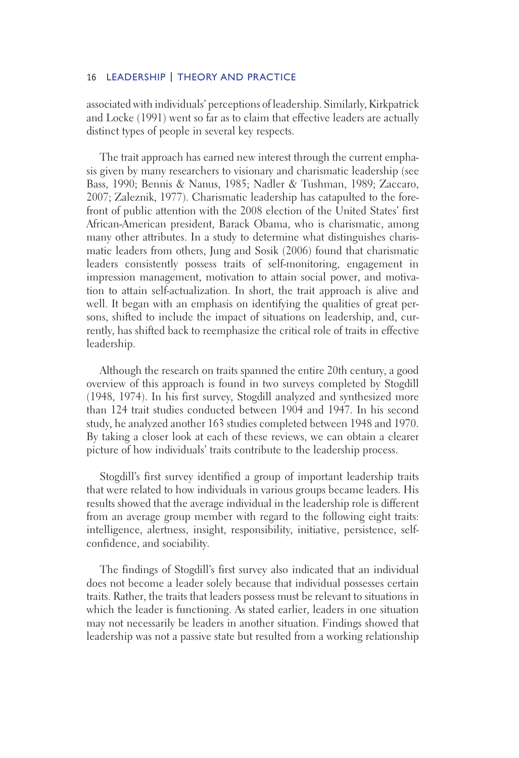associated with individuals' perceptions of leadership. Similarly, Kirkpatrick and Locke (1991) went so far as to claim that effective leaders are actually distinct types of people in several key respects.

The trait approach has earned new interest through the current emphasis given by many researchers to visionary and charismatic leadership (see Bass, 1990; Bennis & Nanus, 1985; Nadler & Tushman, 1989; Zaccaro, 2007; Zaleznik, 1977). Charismatic leadership has catapulted to the forefront of public attention with the 2008 election of the United States' first African-American president, Barack Obama, who is charismatic, among many other attributes. In a study to determine what distinguishes charismatic leaders from others, Jung and Sosik (2006) found that charismatic leaders consistently possess traits of self-monitoring, engagement in impression management, motivation to attain social power, and motivation to attain self-actualization. In short, the trait approach is alive and well. It began with an emphasis on identifying the qualities of great persons, shifted to include the impact of situations on leadership, and, currently, has shifted back to reemphasize the critical role of traits in effective leadership.

Although the research on traits spanned the entire 20th century, a good overview of this approach is found in two surveys completed by Stogdill (1948, 1974). In his first survey, Stogdill analyzed and synthesized more than 124 trait studies conducted between 1904 and 1947. In his second study, he analyzed another 163 studies completed between 1948 and 1970. By taking a closer look at each of these reviews, we can obtain a clearer picture of how individuals' traits contribute to the leadership process.

Stogdill's first survey identified a group of important leadership traits that were related to how individuals in various groups became leaders. His results showed that the average individual in the leadership role is different from an average group member with regard to the following eight traits: intelligence, alertness, insight, responsibility, initiative, persistence, self-confidence, and sociability.

The findings of Stogdill's first survey also indicated that an individual does not become a leader solely because that individual possesses certain traits. Rather, the traits that leaders possess must be relevant to situations in which the leader is functioning. As stated earlier, leaders in one situation may not necessarily be leaders in another situation. Findings showed that leadership was not a passive state but resulted from a working relationship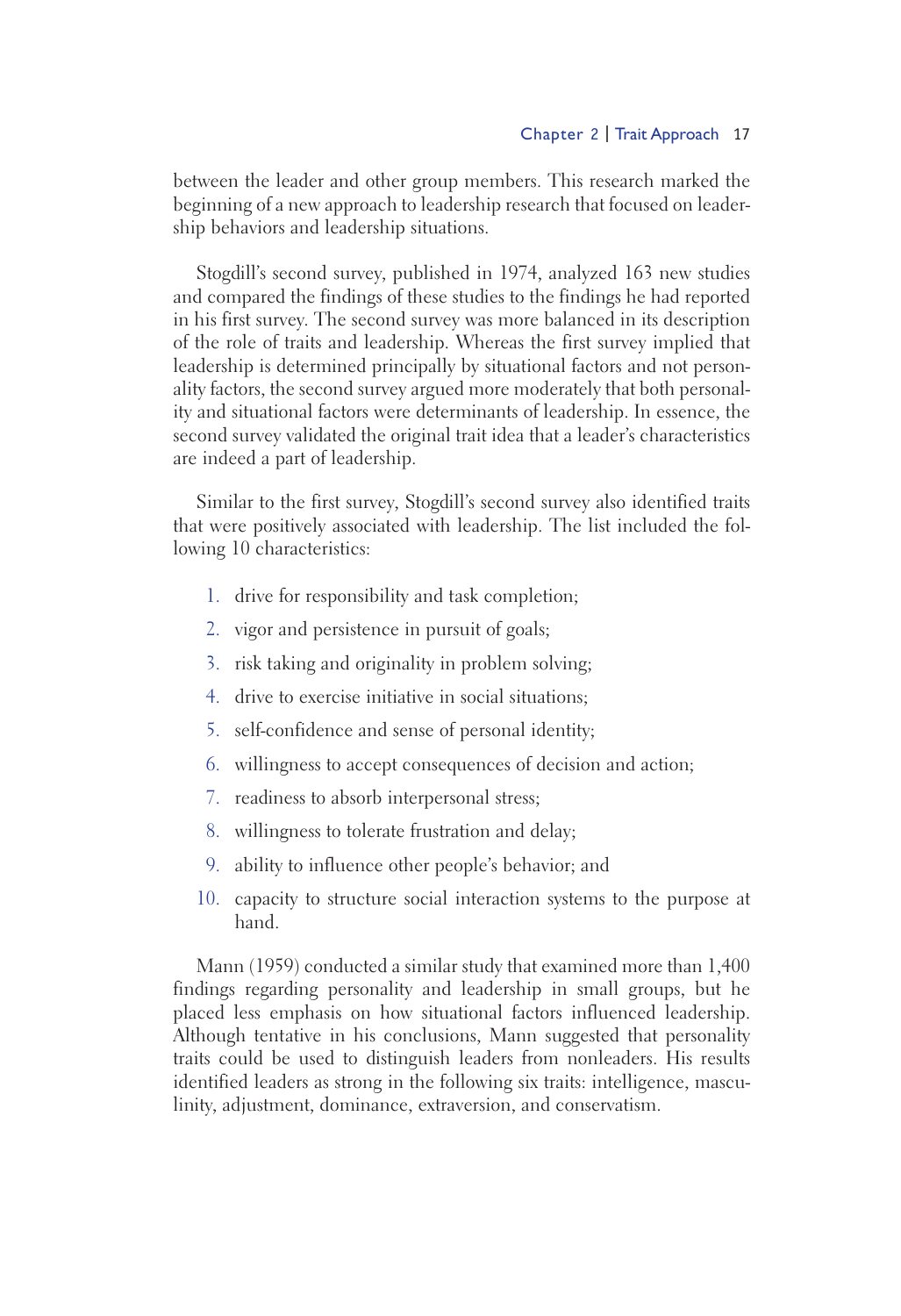between the leader and other group members. This research marked the beginning of a new approach to leadership research that focused on leadership behaviors and leadership situations.

Stogdill's second survey, published in 1974, analyzed 163 new studies and compared the findings of these studies to the findings he had reported in his first survey. The second survey was more balanced in its description of the role of traits and leadership. Whereas the first survey implied that leadership is determined principally by situational factors and not personality factors, the second survey argued more moderately that both personality and situational factors were determinants of leadership. In essence, the second survey validated the original trait idea that a leader's characteristics are indeed a part of leadership.

Similar to the first survey, Stogdill's second survey also identified traits that were positively associated with leadership. The list included the following 10 characteristics:

1. drive for responsibility and task completion;
2. vigor and persistence in pursuit of goals;
3. risk taking and originality in problem solving;
4. drive to exercise initiative in social situations;
5. self-confidence and sense of personal identity;
6. willingness to accept consequences of decision and action;
7. readiness to absorb interpersonal stress;
8. willingness to tolerate frustration and delay;
9. ability to influence other people's behavior; and
10. capacity to structure social interaction systems to the purpose at hand.

Mann (1959) conducted a similar study that examined more than 1,400 findings regarding personality and leadership in small groups, but he placed less emphasis on how situational factors influenced leadership. Although tentative in his conclusions, Mann suggested that personality traits could be used to distinguish leaders from nonleaders. His results identified leaders as strong in the following six traits: intelligence, masculinity, adjustment, dominance, extraversion, and conservatism.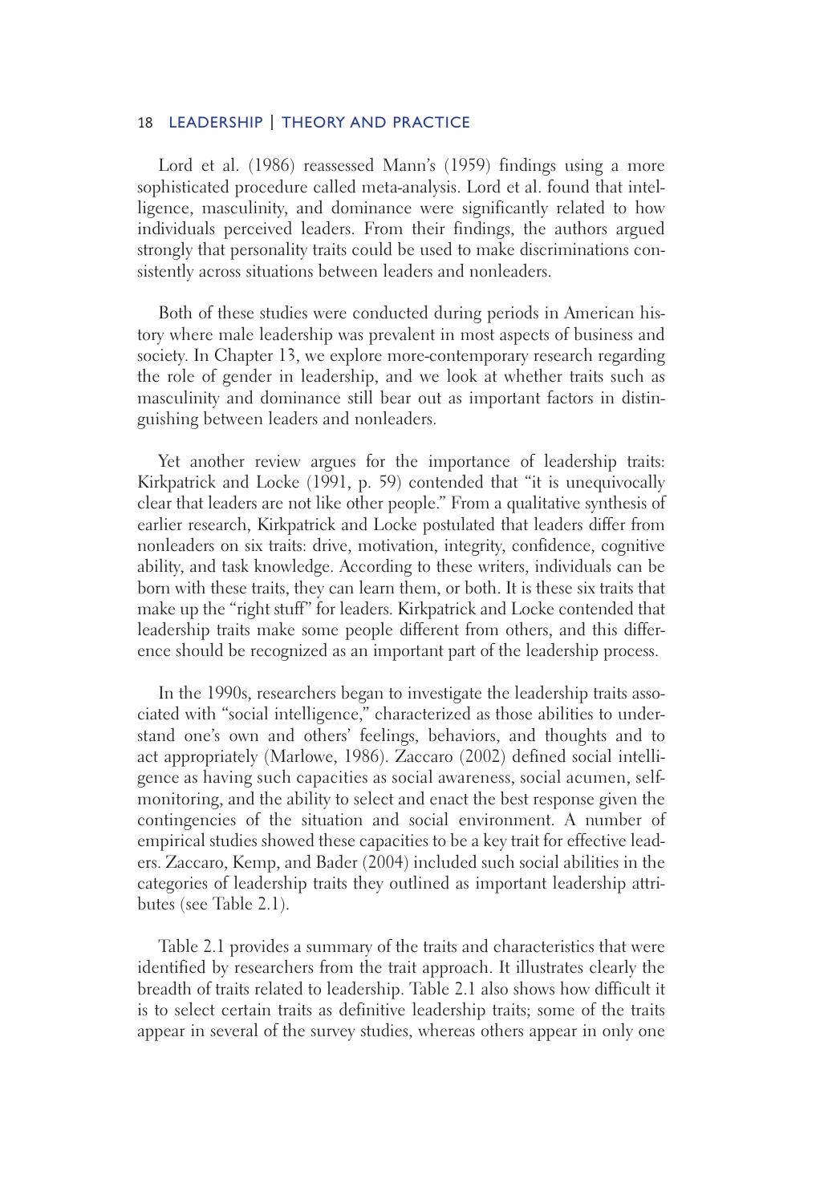Lord et al. (1986) reassessed Mann's (1959) findings using a more sophisticated procedure called meta-analysis. Lord et al. found that intelligence, masculinity, and dominance were significantly related to how individuals perceived leaders. From their findings, the authors argued strongly that personality traits could be used to make discriminations consistently across situations between leaders and nonleaders.

Both of these studies were conducted during periods in American history where male leadership was prevalent in most aspects of business and society. In Chapter 13, we explore more-contemporary research regarding the role of gender in leadership, and we look at whether traits such as masculinity and dominance still bear out as important factors in distinguishing between leaders and nonleaders.

Yet another review argues for the importance of leadership traits: Kirkpatrick and Locke (1991, p. 59) contended that "it is unequivocally clear that leaders are not like other people." From a qualitative synthesis of earlier research, Kirkpatrick and Locke postulated that leaders differ from nonleaders on six traits: drive, motivation, integrity, confidence, cognitive ability, and task knowledge. According to these writers, individuals can be born with these traits, they can learn them, or both. It is these six traits that make up the "right stuff" for leaders. Kirkpatrick and Locke contended that leadership traits make some people different from others, and this difference should be recognized as an important part of the leadership process.

In the 1990s, researchers began to investigate the leadership traits associated with "social intelligence," characterized as those abilities to understand one's own and others' feelings, behaviors, and thoughts and to act appropriately (Marlowe, 1986). Zaccaro (2002) defined social intelligence as having such capacities as social awareness, social acumen, self-monitoring, and the ability to select and enact the best response given the contingencies of the situation and social environment. A number of empirical studies showed these capacities to be a key trait for effective leaders. Zaccaro, Kemp, and Bader (2004) included such social abilities in the categories of leadership traits they outlined as important leadership attributes (see Table 2.1).

Table 2.1 provides a summary of the traits and characteristics that were identified by researchers from the trait approach. It illustrates clearly the breadth of traits related to leadership. Table 2.1 also shows how difficult it is to select certain traits as definitive leadership traits; some of the traits appear in several of the survey studies, whereas others appear in only one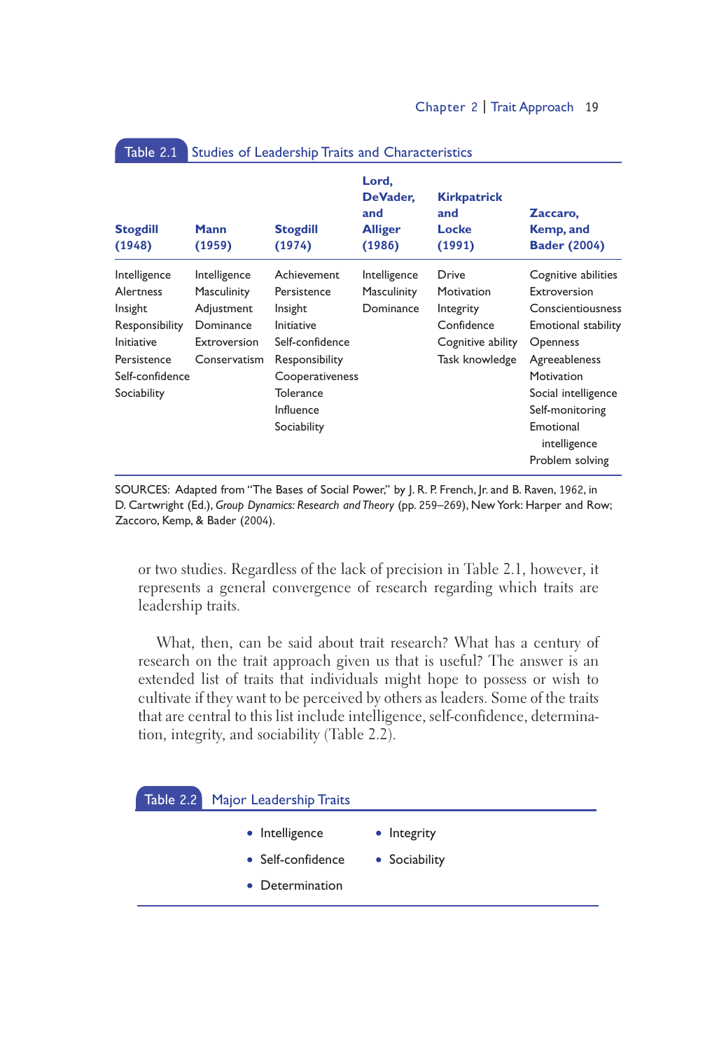Table 2.1 Studies of Leadership Traits and Characteristics

| Stogdill (1948) | Mann (1959) | Stogdill (1974) | Lord, DeVader, and Alliger (1986) | Kirkpatrick and Locke (1991) | Zaccaro, Kemp, and Bader (2004) |
|---|---|---|---|---|---|
| Intelligence | Intelligence | Achievement | Intelligence | Drive | Cognitive abilities |
| Alertness | Masculinity | Persistence | Masculinity | Motivation | Extroversion |
| Insight | Adjustment | Insight | Dominance | Integrity | Conscientiousness |
| Responsibility | Dominance | Initiative | | Confidence | Emotional stability |
| Initiative | Extroversion | Self-confidence | | Cognitive ability | Openness |
| Persistence | Conservatism | Responsibility | | Task knowledge | Agreeableness |
| Self-confidence | | Cooperativeness | | | Motivation |
| Sociability | | Tolerance | | | Social intelligence |
| | | Influence | | | Self-monitoring |
| | | Sociability | | | Emotional intelligence |
| | | | | | Problem solving |

SOURCES: Adapted from "The Bases of Social Power," by J. R. P. French, Jr. and B. Raven, 1962, in D. Cartwright (Ed.), *Group Dynamics: Research and Theory* (pp. 259–269), New York: Harper and Row; Zaccoro, Kemp, & Bader (2004).

or two studies. Regardless of the lack of precision in Table 2.1, however, it represents a general convergence of research regarding which traits are leadership traits.

What, then, can be said about trait research? What has a century of research on the trait approach given us that is useful? The answer is an extended list of traits that individuals might hope to possess or wish to cultivate if they want to be perceived by others as leaders. Some of the traits that are central to this list include intelligence, self-confidence, determination, integrity, and sociability (Table 2.2).

Table 2.2 Major Leadership Traits

- Intelligence
- Self-confidence
- Determination
- Integrity
- Sociability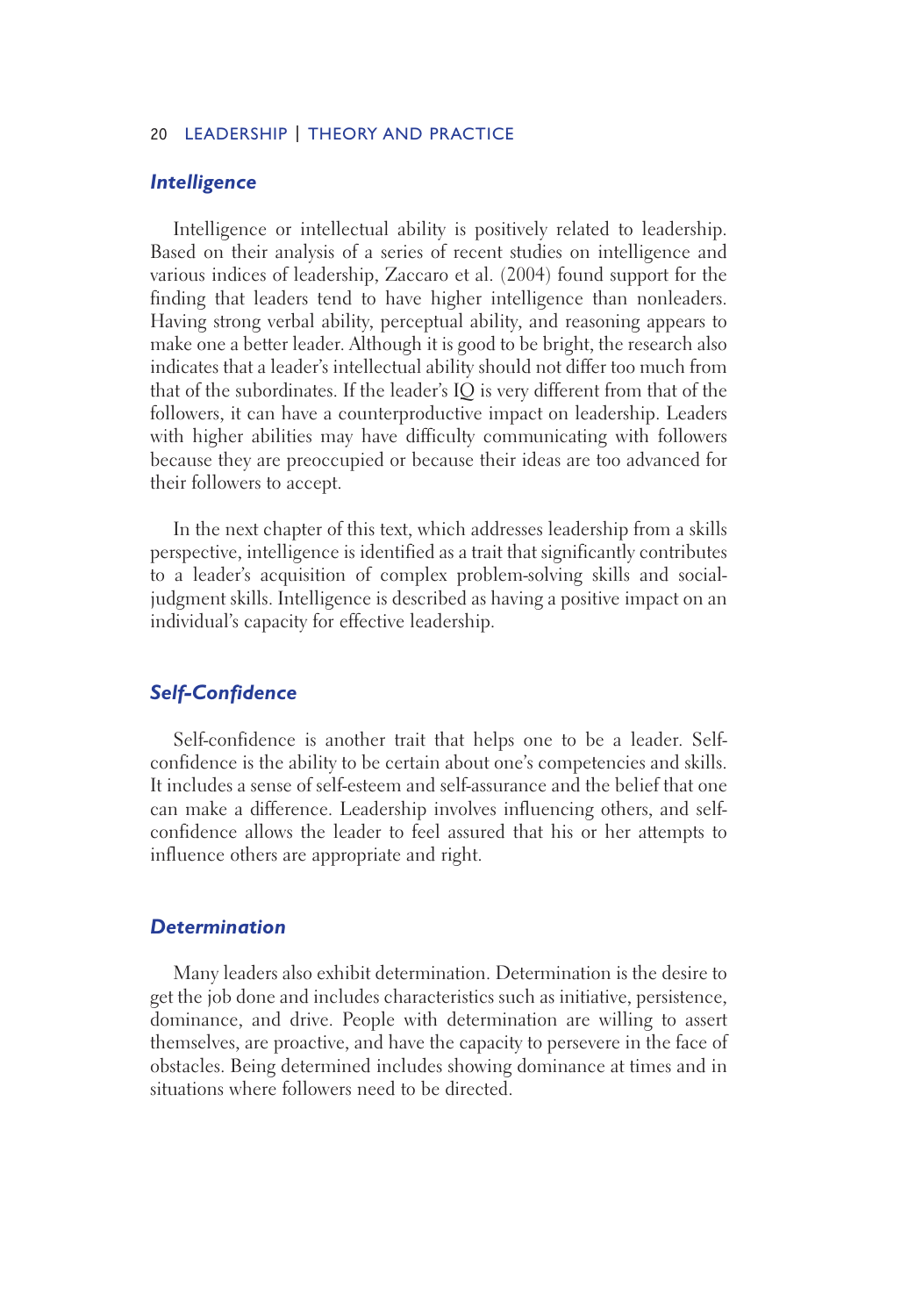### *Intelligence*

Intelligence or intellectual ability is positively related to leadership. Based on their analysis of a series of recent studies on intelligence and various indices of leadership, Zaccaro et al. (2004) found support for the finding that leaders tend to have higher intelligence than nonleaders. Having strong verbal ability, perceptual ability, and reasoning appears to make one a better leader. Although it is good to be bright, the research also indicates that a leader's intellectual ability should not differ too much from that of the subordinates. If the leader's IQ is very different from that of the followers, it can have a counterproductive impact on leadership. Leaders with higher abilities may have difficulty communicating with followers because they are preoccupied or because their ideas are too advanced for their followers to accept.

In the next chapter of this text, which addresses leadership from a skills perspective, intelligence is identified as a trait that significantly contributes to a leader's acquisition of complex problem-solving skills and social-judgment skills. Intelligence is described as having a positive impact on an individual's capacity for effective leadership.

### *Self-Confidence*

Self-confidence is another trait that helps one to be a leader. Self-confidence is the ability to be certain about one's competencies and skills. It includes a sense of self-esteem and self-assurance and the belief that one can make a difference. Leadership involves influencing others, and self-confidence allows the leader to feel assured that his or her attempts to influence others are appropriate and right.

### *Determination*

Many leaders also exhibit determination. Determination is the desire to get the job done and includes characteristics such as initiative, persistence, dominance, and drive. People with determination are willing to assert themselves, are proactive, and have the capacity to persevere in the face of obstacles. Being determined includes showing dominance at times and in situations where followers need to be directed.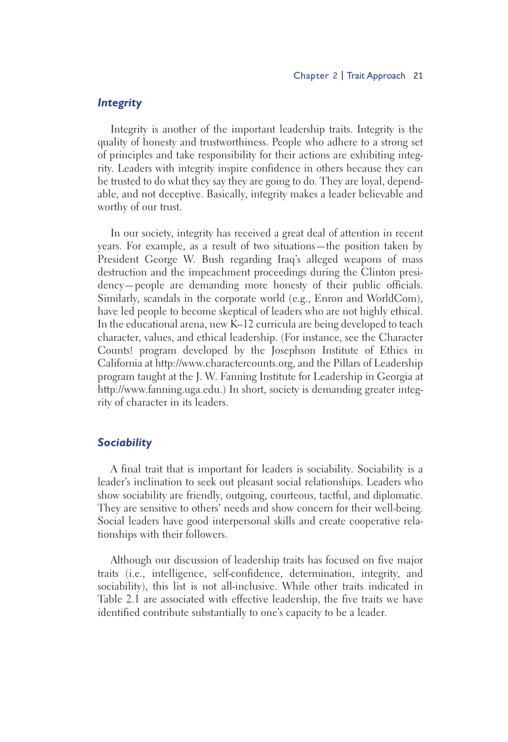### *Integrity*

Integrity is another of the important leadership traits. Integrity is the quality of honesty and trustworthiness. People who adhere to a strong set of principles and take responsibility for their actions are exhibiting integrity. Leaders with integrity inspire confidence in others because they can be trusted to do what they say they are going to do. They are loyal, dependable, and not deceptive. Basically, integrity makes a leader believable and worthy of our trust.

In our society, integrity has received a great deal of attention in recent years. For example, as a result of two situations—the position taken by President George W. Bush regarding Iraq's alleged weapons of mass destruction and the impeachment proceedings during the Clinton presidency—people are demanding more honesty of their public officials. Similarly, scandals in the corporate world (e.g., Enron and WorldCom), have led people to become skeptical of leaders who are not highly ethical. In the educational arena, new K–12 curricula are being developed to teach character, values, and ethical leadership. (For instance, see the Character Counts! program developed by the Josephson Institute of Ethics in California at http://www.charactercounts.org, and the Pillars of Leadership program taught at the J. W. Fanning Institute for Leadership in Georgia at http://www.fanning.uga.edu.) In short, society is demanding greater integrity of character in its leaders.

### *Sociability*

A final trait that is important for leaders is sociability. Sociability is a leader's inclination to seek out pleasant social relationships. Leaders who show sociability are friendly, outgoing, courteous, tactful, and diplomatic. They are sensitive to others' needs and show concern for their well-being. Social leaders have good interpersonal skills and create cooperative relationships with their followers.

Although our discussion of leadership traits has focused on five major traits (i.e., intelligence, self-confidence, determination, integrity, and sociability), this list is not all-inclusive. While other traits indicated in Table 2.1 are associated with effective leadership, the five traits we have identified contribute substantially to one's capacity to be a leader.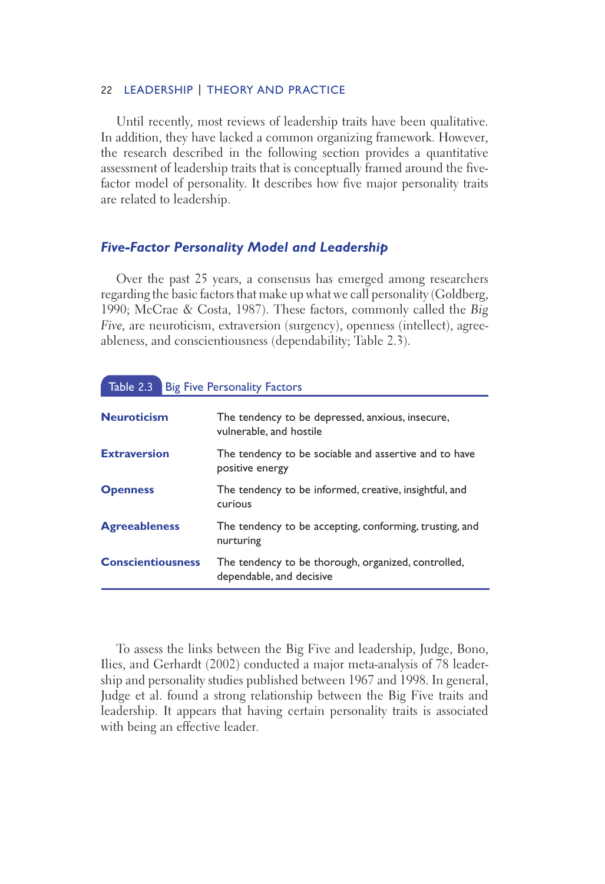Until recently, most reviews of leadership traits have been qualitative. In addition, they have lacked a common organizing framework. However, the research described in the following section provides a quantitative assessment of leadership traits that is conceptually framed around the five-factor model of personality. It describes how five major personality traits are related to leadership.

### *Five-Factor Personality Model and Leadership*

Over the past 25 years, a consensus has emerged among researchers regarding the basic factors that make up what we call personality (Goldberg, 1990; McCrae & Costa, 1987). These factors, commonly called the *Big Five*, are neuroticism, extraversion (surgency), openness (intellect), agreeableness, and conscientiousness (dependability; Table 2.3).

**Table 2.3** Big Five Personality Factors

| | |
|---|---|
| **Neuroticism** | The tendency to be depressed, anxious, insecure, vulnerable, and hostile |
| **Extraversion** | The tendency to be sociable and assertive and to have positive energy |
| **Openness** | The tendency to be informed, creative, insightful, and curious |
| **Agreeableness** | The tendency to be accepting, conforming, trusting, and nurturing |
| **Conscientiousness** | The tendency to be thorough, organized, controlled, dependable, and decisive |

To assess the links between the Big Five and leadership, Judge, Bono, Ilies, and Gerhardt (2002) conducted a major meta-analysis of 78 leadership and personality studies published between 1967 and 1998. In general, Judge et al. found a strong relationship between the Big Five traits and leadership. It appears that having certain personality traits is associated with being an effective leader.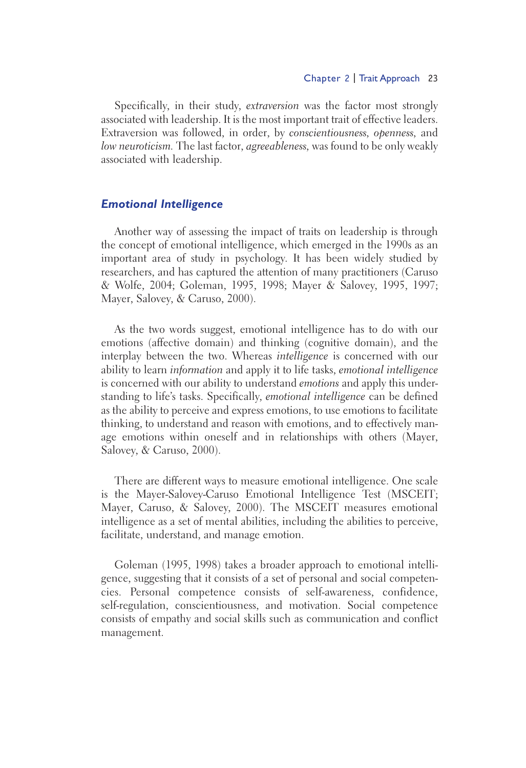Specifically, in their study, *extraversion* was the factor most strongly associated with leadership. It is the most important trait of effective leaders. Extraversion was followed, in order, by *conscientiousness*, *openness*, and *low neuroticism.* The last factor, *agreeableness*, was found to be only weakly associated with leadership.

### *Emotional Intelligence*

Another way of assessing the impact of traits on leadership is through the concept of emotional intelligence, which emerged in the 1990s as an important area of study in psychology. It has been widely studied by researchers, and has captured the attention of many practitioners (Caruso & Wolfe, 2004; Goleman, 1995, 1998; Mayer & Salovey, 1995, 1997; Mayer, Salovey, & Caruso, 2000).

As the two words suggest, emotional intelligence has to do with our emotions (affective domain) and thinking (cognitive domain), and the interplay between the two. Whereas *intelligence* is concerned with our ability to learn *information* and apply it to life tasks, *emotional intelligence* is concerned with our ability to understand *emotions* and apply this understanding to life's tasks. Specifically, *emotional intelligence* can be defined as the ability to perceive and express emotions, to use emotions to facilitate thinking, to understand and reason with emotions, and to effectively manage emotions within oneself and in relationships with others (Mayer, Salovey, & Caruso, 2000).

There are different ways to measure emotional intelligence. One scale is the Mayer-Salovey-Caruso Emotional Intelligence Test (MSCEIT; Mayer, Caruso, & Salovey, 2000). The MSCEIT measures emotional intelligence as a set of mental abilities, including the abilities to perceive, facilitate, understand, and manage emotion.

Goleman (1995, 1998) takes a broader approach to emotional intelligence, suggesting that it consists of a set of personal and social competencies. Personal competence consists of self-awareness, confidence, self-regulation, conscientiousness, and motivation. Social competence consists of empathy and social skills such as communication and conflict management.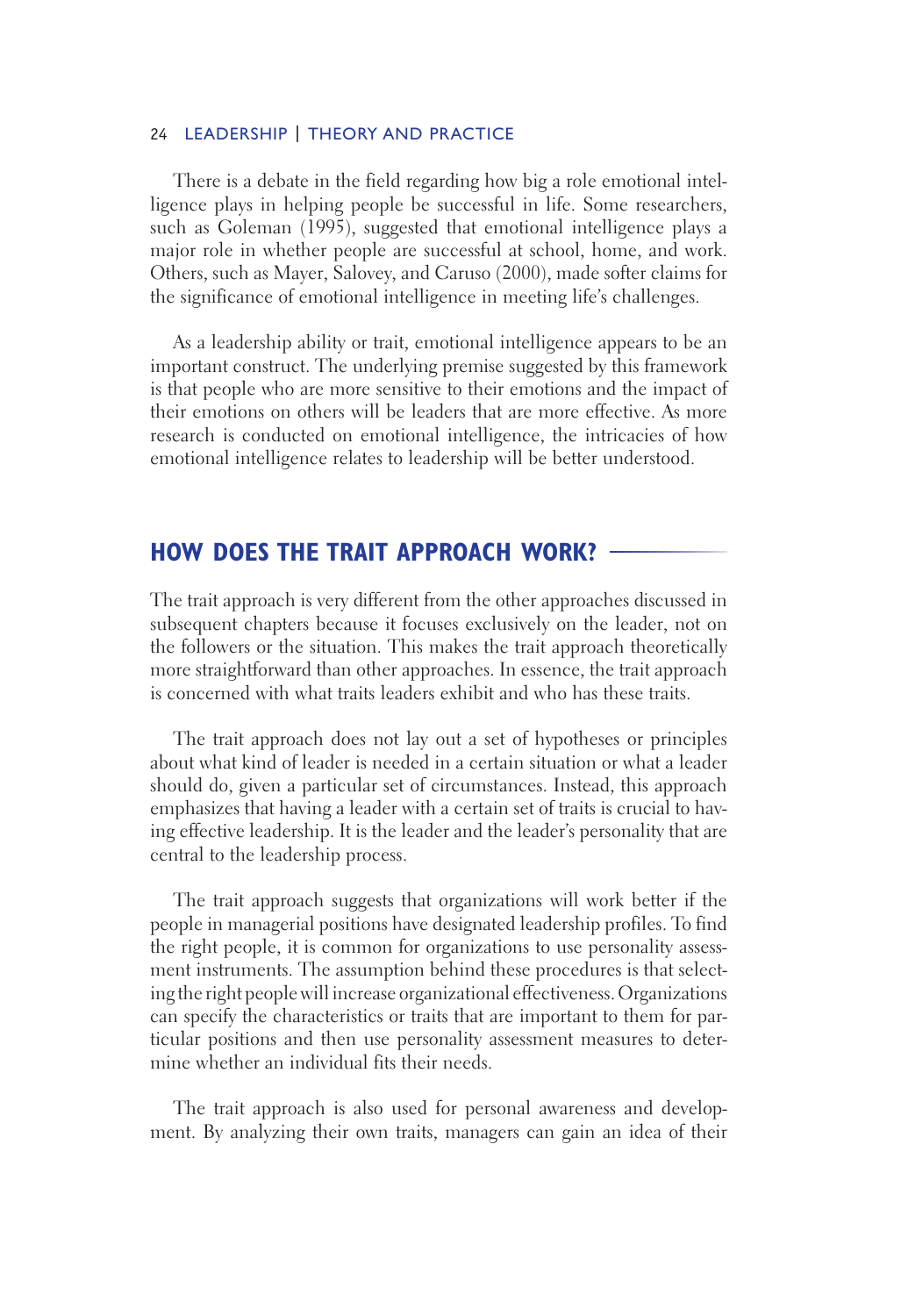There is a debate in the field regarding how big a role emotional intelligence plays in helping people be successful in life. Some researchers, such as Goleman (1995), suggested that emotional intelligence plays a major role in whether people are successful at school, home, and work. Others, such as Mayer, Salovey, and Caruso (2000), made softer claims for the significance of emotional intelligence in meeting life's challenges.

As a leadership ability or trait, emotional intelligence appears to be an important construct. The underlying premise suggested by this framework is that people who are more sensitive to their emotions and the impact of their emotions on others will be leaders that are more effective. As more research is conducted on emotional intelligence, the intricacies of how emotional intelligence relates to leadership will be better understood.

## HOW DOES THE TRAIT APPROACH WORK?

The trait approach is very different from the other approaches discussed in subsequent chapters because it focuses exclusively on the leader, not on the followers or the situation. This makes the trait approach theoretically more straightforward than other approaches. In essence, the trait approach is concerned with what traits leaders exhibit and who has these traits.

The trait approach does not lay out a set of hypotheses or principles about what kind of leader is needed in a certain situation or what a leader should do, given a particular set of circumstances. Instead, this approach emphasizes that having a leader with a certain set of traits is crucial to having effective leadership. It is the leader and the leader's personality that are central to the leadership process.

The trait approach suggests that organizations will work better if the people in managerial positions have designated leadership profiles. To find the right people, it is common for organizations to use personality assessment instruments. The assumption behind these procedures is that selecting the right people will increase organizational effectiveness. Organizations can specify the characteristics or traits that are important to them for particular positions and then use personality assessment measures to determine whether an individual fits their needs.

The trait approach is also used for personal awareness and development. By analyzing their own traits, managers can gain an idea of their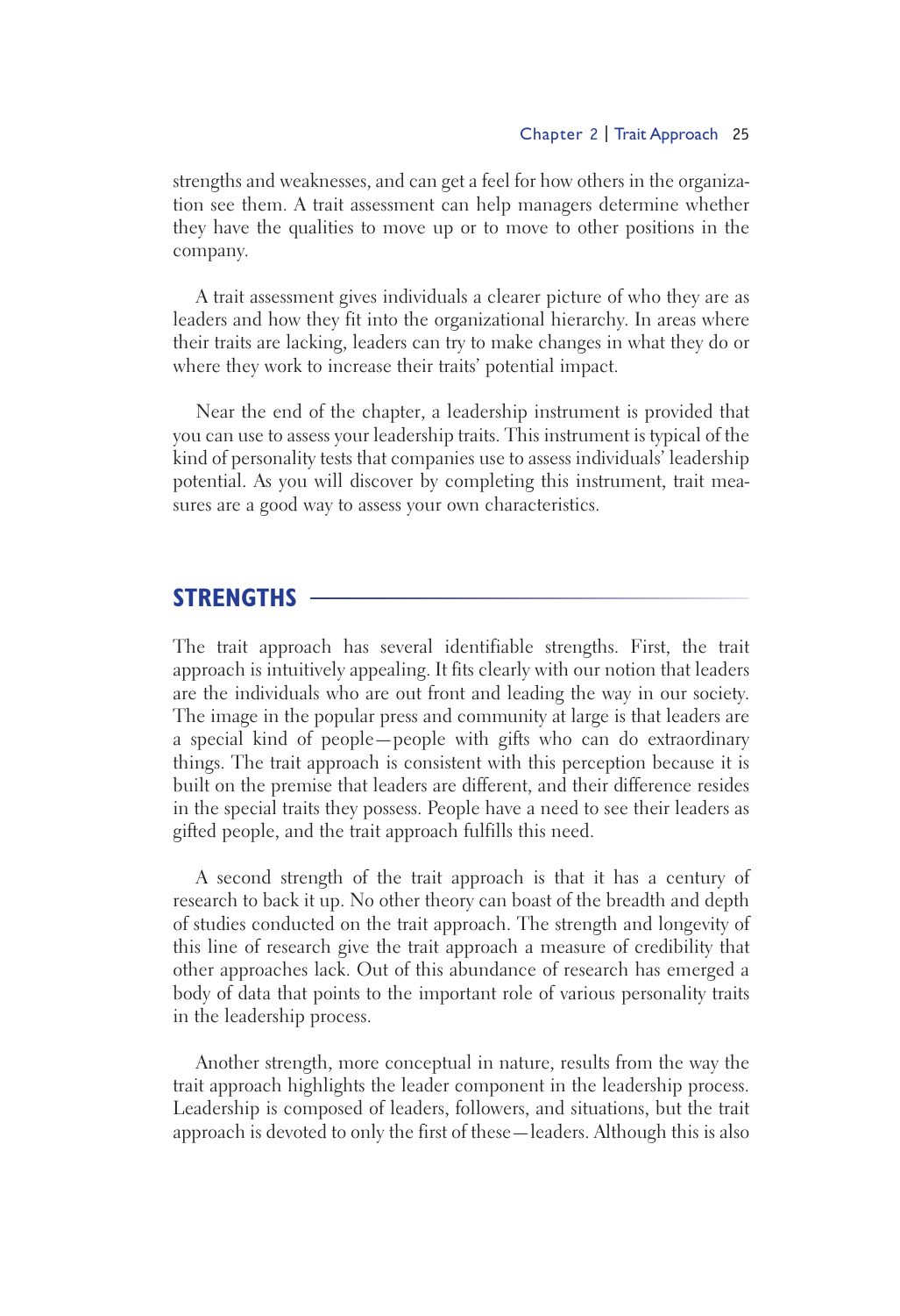strengths and weaknesses, and can get a feel for how others in the organization see them. A trait assessment can help managers determine whether they have the qualities to move up or to move to other positions in the company.

A trait assessment gives individuals a clearer picture of who they are as leaders and how they fit into the organizational hierarchy. In areas where their traits are lacking, leaders can try to make changes in what they do or where they work to increase their traits' potential impact.

Near the end of the chapter, a leadership instrument is provided that you can use to assess your leadership traits. This instrument is typical of the kind of personality tests that companies use to assess individuals' leadership potential. As you will discover by completing this instrument, trait measures are a good way to assess your own characteristics.

## STRENGTHS

The trait approach has several identifiable strengths. First, the trait approach is intuitively appealing. It fits clearly with our notion that leaders are the individuals who are out front and leading the way in our society. The image in the popular press and community at large is that leaders are a special kind of people—people with gifts who can do extraordinary things. The trait approach is consistent with this perception because it is built on the premise that leaders are different, and their difference resides in the special traits they possess. People have a need to see their leaders as gifted people, and the trait approach fulfills this need.

A second strength of the trait approach is that it has a century of research to back it up. No other theory can boast of the breadth and depth of studies conducted on the trait approach. The strength and longevity of this line of research give the trait approach a measure of credibility that other approaches lack. Out of this abundance of research has emerged a body of data that points to the important role of various personality traits in the leadership process.

Another strength, more conceptual in nature, results from the way the trait approach highlights the leader component in the leadership process. Leadership is composed of leaders, followers, and situations, but the trait approach is devoted to only the first of these—leaders. Although this is also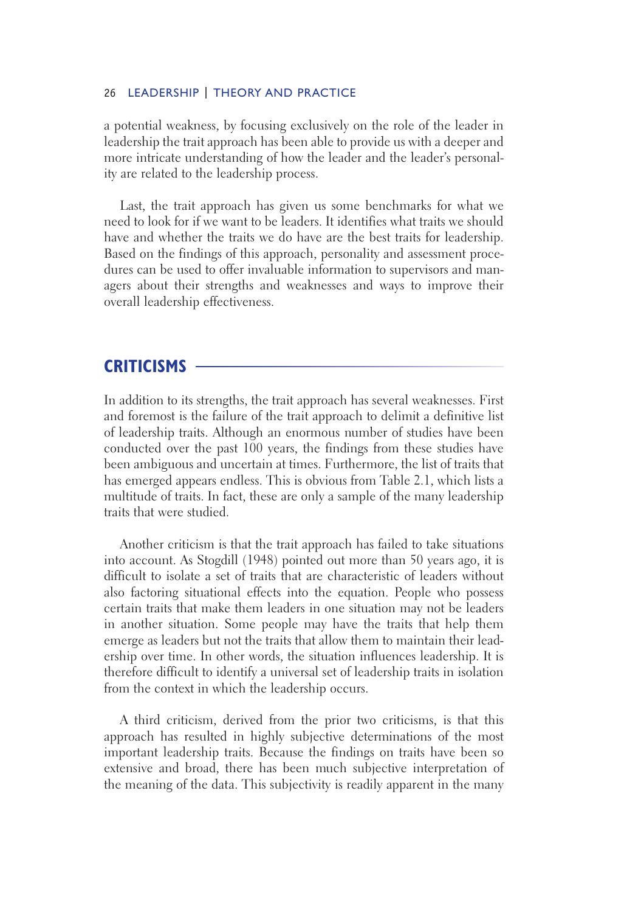a potential weakness, by focusing exclusively on the role of the leader in leadership the trait approach has been able to provide us with a deeper and more intricate understanding of how the leader and the leader's personality are related to the leadership process.

Last, the trait approach has given us some benchmarks for what we need to look for if we want to be leaders. It identifies what traits we should have and whether the traits we do have are the best traits for leadership. Based on the findings of this approach, personality and assessment procedures can be used to offer invaluable information to supervisors and managers about their strengths and weaknesses and ways to improve their overall leadership effectiveness.

## CRITICISMS

In addition to its strengths, the trait approach has several weaknesses. First and foremost is the failure of the trait approach to delimit a definitive list of leadership traits. Although an enormous number of studies have been conducted over the past 100 years, the findings from these studies have been ambiguous and uncertain at times. Furthermore, the list of traits that has emerged appears endless. This is obvious from Table 2.1, which lists a multitude of traits. In fact, these are only a sample of the many leadership traits that were studied.

Another criticism is that the trait approach has failed to take situations into account. As Stogdill (1948) pointed out more than 50 years ago, it is difficult to isolate a set of traits that are characteristic of leaders without also factoring situational effects into the equation. People who possess certain traits that make them leaders in one situation may not be leaders in another situation. Some people may have the traits that help them emerge as leaders but not the traits that allow them to maintain their leadership over time. In other words, the situation influences leadership. It is therefore difficult to identify a universal set of leadership traits in isolation from the context in which the leadership occurs.

A third criticism, derived from the prior two criticisms, is that this approach has resulted in highly subjective determinations of the most important leadership traits. Because the findings on traits have been so extensive and broad, there has been much subjective interpretation of the meaning of the data. This subjectivity is readily apparent in the many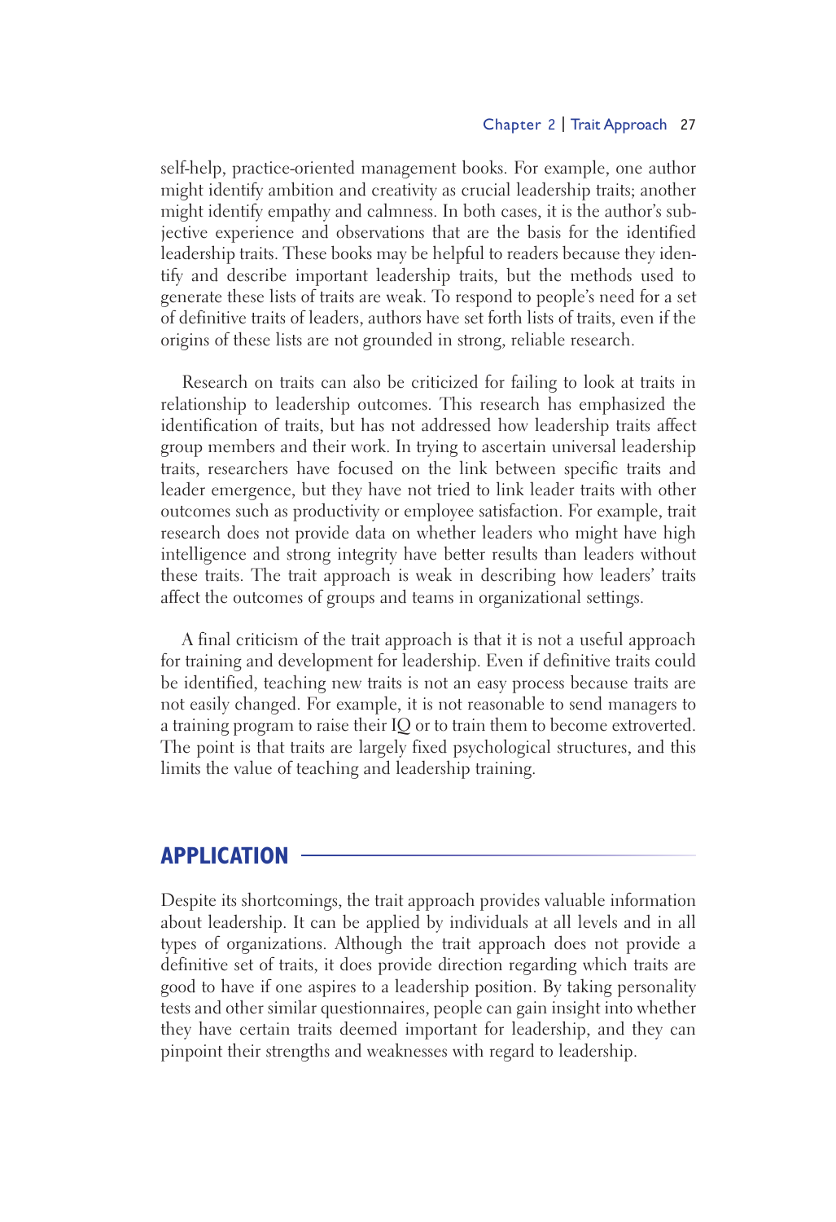self-help, practice-oriented management books. For example, one author might identify ambition and creativity as crucial leadership traits; another might identify empathy and calmness. In both cases, it is the author's subjective experience and observations that are the basis for the identified leadership traits. These books may be helpful to readers because they identify and describe important leadership traits, but the methods used to generate these lists of traits are weak. To respond to people's need for a set of definitive traits of leaders, authors have set forth lists of traits, even if the origins of these lists are not grounded in strong, reliable research.

Research on traits can also be criticized for failing to look at traits in relationship to leadership outcomes. This research has emphasized the identification of traits, but has not addressed how leadership traits affect group members and their work. In trying to ascertain universal leadership traits, researchers have focused on the link between specific traits and leader emergence, but they have not tried to link leader traits with other outcomes such as productivity or employee satisfaction. For example, trait research does not provide data on whether leaders who might have high intelligence and strong integrity have better results than leaders without these traits. The trait approach is weak in describing how leaders' traits affect the outcomes of groups and teams in organizational settings.

A final criticism of the trait approach is that it is not a useful approach for training and development for leadership. Even if definitive traits could be identified, teaching new traits is not an easy process because traits are not easily changed. For example, it is not reasonable to send managers to a training program to raise their IQ or to train them to become extroverted. The point is that traits are largely fixed psychological structures, and this limits the value of teaching and leadership training.

## APPLICATION

Despite its shortcomings, the trait approach provides valuable information about leadership. It can be applied by individuals at all levels and in all types of organizations. Although the trait approach does not provide a definitive set of traits, it does provide direction regarding which traits are good to have if one aspires to a leadership position. By taking personality tests and other similar questionnaires, people can gain insight into whether they have certain traits deemed important for leadership, and they can pinpoint their strengths and weaknesses with regard to leadership.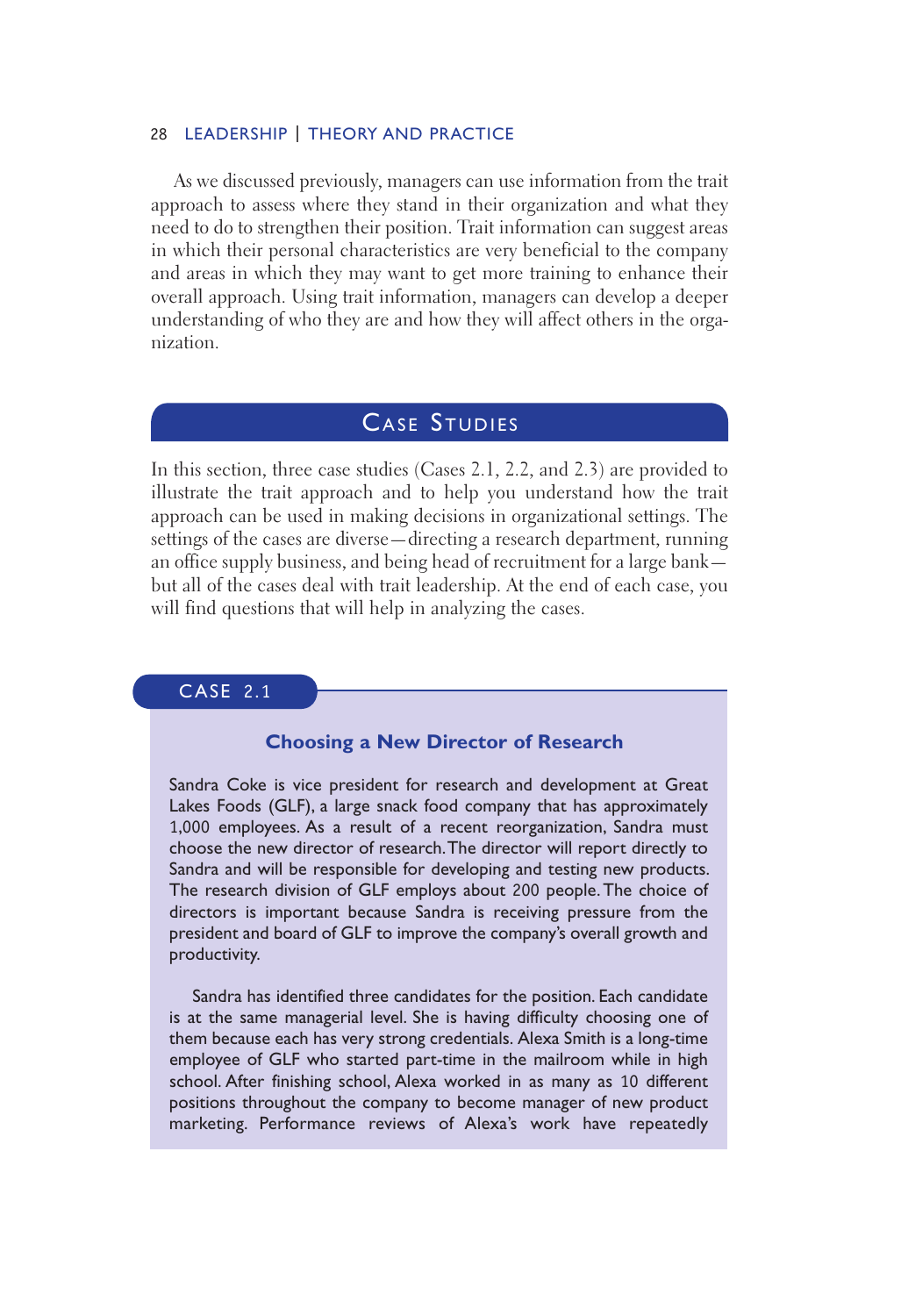As we discussed previously, managers can use information from the trait approach to assess where they stand in their organization and what they need to do to strengthen their position. Trait information can suggest areas in which their personal characteristics are very beneficial to the company and areas in which they may want to get more training to enhance their overall approach. Using trait information, managers can develop a deeper understanding of who they are and how they will affect others in the organization.

## Case Studies

In this section, three case studies (Cases 2.1, 2.2, and 2.3) are provided to illustrate the trait approach and to help you understand how the trait approach can be used in making decisions in organizational settings. The settings of the cases are diverse—directing a research department, running an office supply business, and being head of recruitment for a large bank—but all of the cases deal with trait leadership. At the end of each case, you will find questions that will help in analyzing the cases.

### CASE 2.1

#### Choosing a New Director of Research

Sandra Coke is vice president for research and development at Great Lakes Foods (GLF), a large snack food company that has approximately 1,000 employees. As a result of a recent reorganization, Sandra must choose the new director of research. The director will report directly to Sandra and will be responsible for developing and testing new products. The research division of GLF employs about 200 people. The choice of directors is important because Sandra is receiving pressure from the president and board of GLF to improve the company's overall growth and productivity.

Sandra has identified three candidates for the position. Each candidate is at the same managerial level. She is having difficulty choosing one of them because each has very strong credentials. Alexa Smith is a long-time employee of GLF who started part-time in the mailroom while in high school. After finishing school, Alexa worked in as many as 10 different positions throughout the company to become manager of new product marketing. Performance reviews of Alexa's work have repeatedly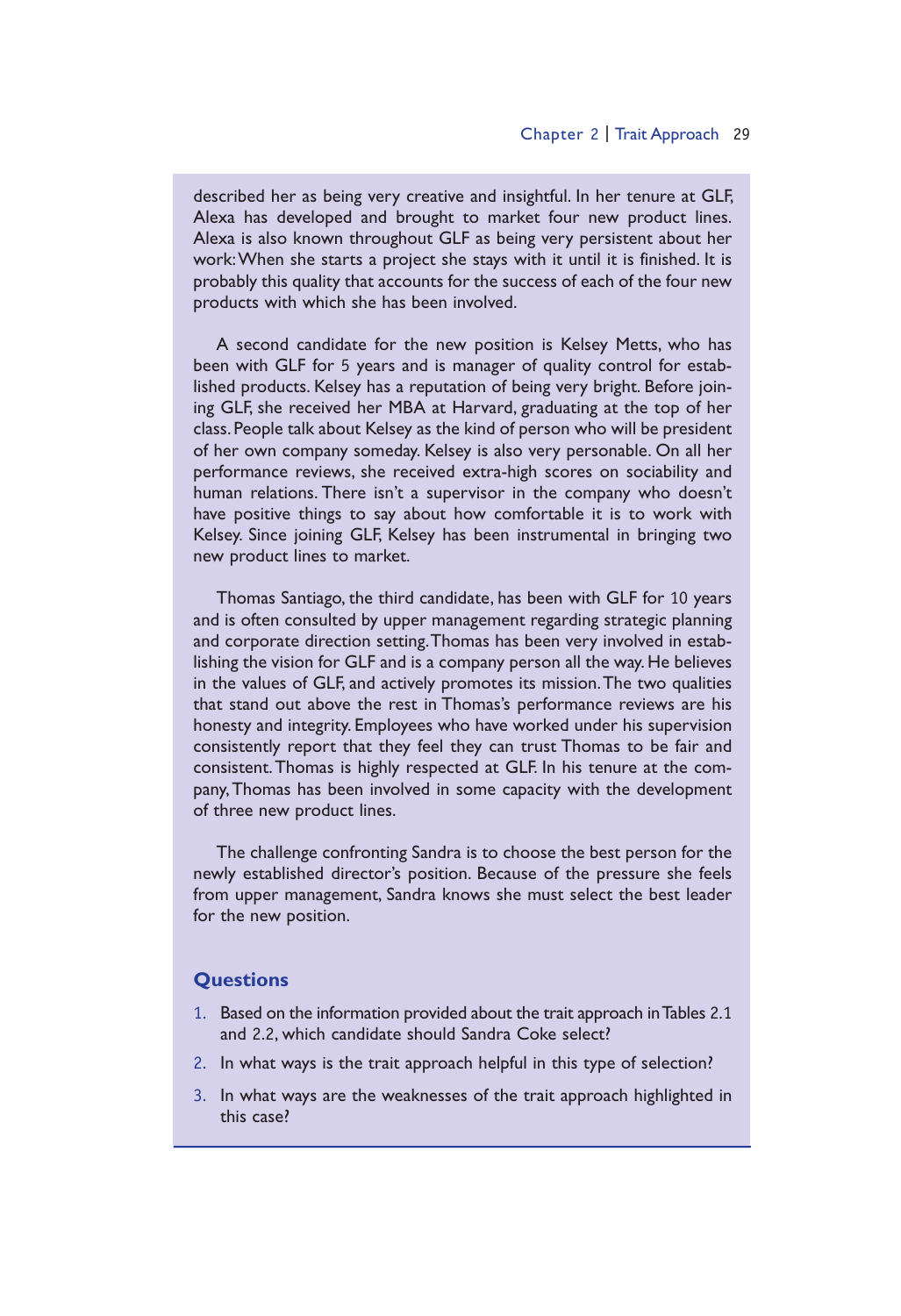described her as being very creative and insightful. In her tenure at GLF, Alexa has developed and brought to market four new product lines. Alexa is also known throughout GLF as being very persistent about her work: When she starts a project she stays with it until it is finished. It is probably this quality that accounts for the success of each of the four new products with which she has been involved.

A second candidate for the new position is Kelsey Metts, who has been with GLF for 5 years and is manager of quality control for established products. Kelsey has a reputation of being very bright. Before joining GLF, she received her MBA at Harvard, graduating at the top of her class. People talk about Kelsey as the kind of person who will be president of her own company someday. Kelsey is also very personable. On all her performance reviews, she received extra-high scores on sociability and human relations. There isn't a supervisor in the company who doesn't have positive things to say about how comfortable it is to work with Kelsey. Since joining GLF, Kelsey has been instrumental in bringing two new product lines to market.

Thomas Santiago, the third candidate, has been with GLF for 10 years and is often consulted by upper management regarding strategic planning and corporate direction setting. Thomas has been very involved in establishing the vision for GLF and is a company person all the way. He believes in the values of GLF, and actively promotes its mission. The two qualities that stand out above the rest in Thomas's performance reviews are his honesty and integrity. Employees who have worked under his supervision consistently report that they feel they can trust Thomas to be fair and consistent. Thomas is highly respected at GLF. In his tenure at the company, Thomas has been involved in some capacity with the development of three new product lines.

The challenge confronting Sandra is to choose the best person for the newly established director's position. Because of the pressure she feels from upper management, Sandra knows she must select the best leader for the new position.

### Questions

1. Based on the information provided about the trait approach in Tables 2.1 and 2.2, which candidate should Sandra Coke select?
2. In what ways is the trait approach helpful in this type of selection?
3. In what ways are the weaknesses of the trait approach highlighted in this case?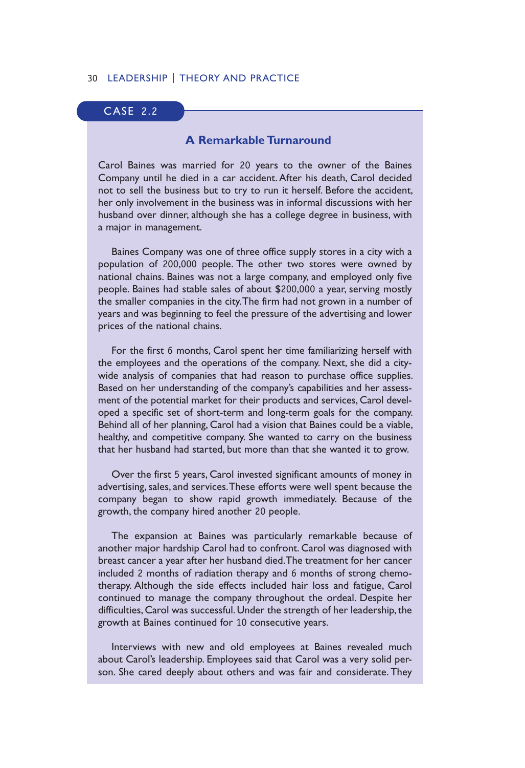## CASE 2.2

### A Remarkable Turnaround

Carol Baines was married for 20 years to the owner of the Baines Company until he died in a car accident. After his death, Carol decided not to sell the business but to try to run it herself. Before the accident, her only involvement in the business was in informal discussions with her husband over dinner, although she has a college degree in business, with a major in management.

Baines Company was one of three office supply stores in a city with a population of 200,000 people. The other two stores were owned by national chains. Baines was not a large company, and employed only five people. Baines had stable sales of about $200,000 a year, serving mostly the smaller companies in the city. The firm had not grown in a number of years and was beginning to feel the pressure of the advertising and lower prices of the national chains.

For the first 6 months, Carol spent her time familiarizing herself with the employees and the operations of the company. Next, she did a city-wide analysis of companies that had reason to purchase office supplies. Based on her understanding of the company's capabilities and her assessment of the potential market for their products and services, Carol developed a specific set of short-term and long-term goals for the company. Behind all of her planning, Carol had a vision that Baines could be a viable, healthy, and competitive company. She wanted to carry on the business that her husband had started, but more than that she wanted it to grow.

Over the first 5 years, Carol invested significant amounts of money in advertising, sales, and services. These efforts were well spent because the company began to show rapid growth immediately. Because of the growth, the company hired another 20 people.

The expansion at Baines was particularly remarkable because of another major hardship Carol had to confront. Carol was diagnosed with breast cancer a year after her husband died. The treatment for her cancer included 2 months of radiation therapy and 6 months of strong chemotherapy. Although the side effects included hair loss and fatigue, Carol continued to manage the company throughout the ordeal. Despite her difficulties, Carol was successful. Under the strength of her leadership, the growth at Baines continued for 10 consecutive years.

Interviews with new and old employees at Baines revealed much about Carol's leadership. Employees said that Carol was a very solid person. She cared deeply about others and was fair and considerate. They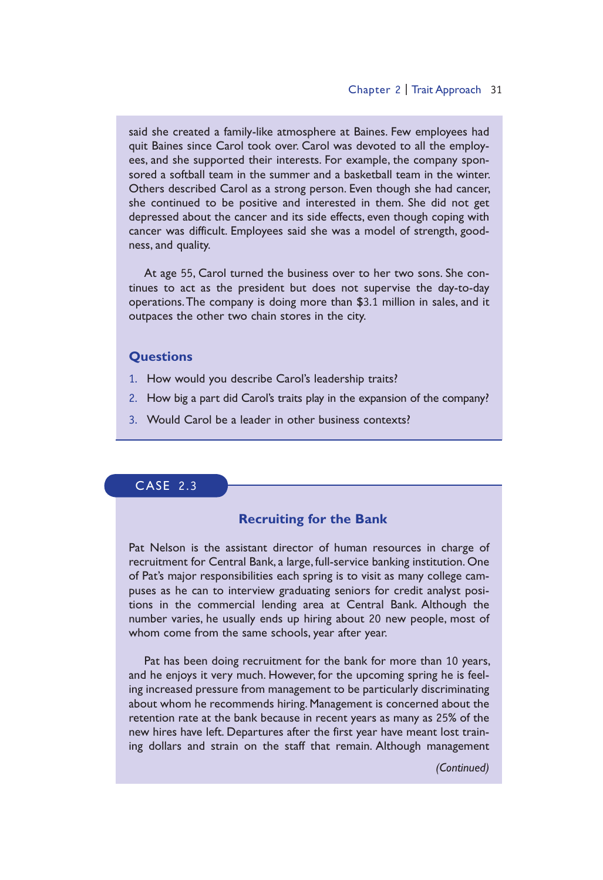said she created a family-like atmosphere at Baines. Few employees had quit Baines since Carol took over. Carol was devoted to all the employees, and she supported their interests. For example, the company sponsored a softball team in the summer and a basketball team in the winter. Others described Carol as a strong person. Even though she had cancer, she continued to be positive and interested in them. She did not get depressed about the cancer and its side effects, even though coping with cancer was difficult. Employees said she was a model of strength, goodness, and quality.

At age 55, Carol turned the business over to her two sons. She continues to act as the president but does not supervise the day-to-day operations. The company is doing more than $3.1 million in sales, and it outpaces the other two chain stores in the city.

### Questions

1. How would you describe Carol's leadership traits?
2. How big a part did Carol's traits play in the expansion of the company?
3. Would Carol be a leader in other business contexts?

## CASE 2.3

### Recruiting for the Bank

Pat Nelson is the assistant director of human resources in charge of recruitment for Central Bank, a large, full-service banking institution. One of Pat's major responsibilities each spring is to visit as many college campuses as he can to interview graduating seniors for credit analyst positions in the commercial lending area at Central Bank. Although the number varies, he usually ends up hiring about 20 new people, most of whom come from the same schools, year after year.

Pat has been doing recruitment for the bank for more than 10 years, and he enjoys it very much. However, for the upcoming spring he is feeling increased pressure from management to be particularly discriminating about whom he recommends hiring. Management is concerned about the retention rate at the bank because in recent years as many as 25% of the new hires have left. Departures after the first year have meant lost training dollars and strain on the staff that remain. Although management

*(Continued)*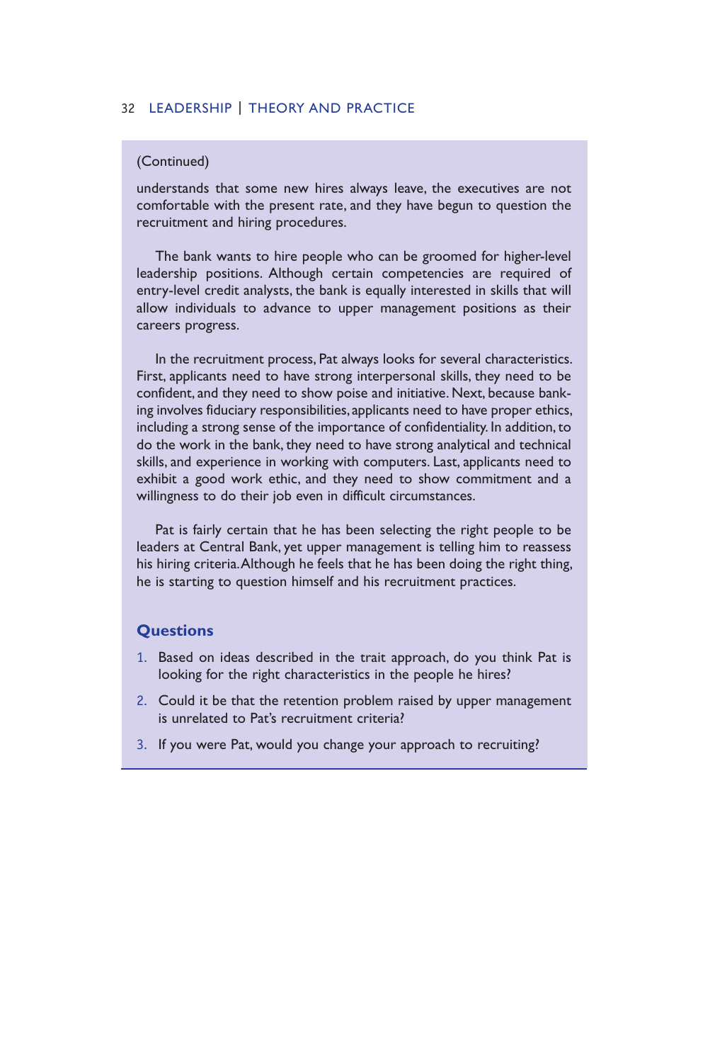(Continued)

understands that some new hires always leave, the executives are not comfortable with the present rate, and they have begun to question the recruitment and hiring procedures.

The bank wants to hire people who can be groomed for higher-level leadership positions. Although certain competencies are required of entry-level credit analysts, the bank is equally interested in skills that will allow individuals to advance to upper management positions as their careers progress.

In the recruitment process, Pat always looks for several characteristics. First, applicants need to have strong interpersonal skills, they need to be confident, and they need to show poise and initiative. Next, because banking involves fiduciary responsibilities, applicants need to have proper ethics, including a strong sense of the importance of confidentiality. In addition, to do the work in the bank, they need to have strong analytical and technical skills, and experience in working with computers. Last, applicants need to exhibit a good work ethic, and they need to show commitment and a willingness to do their job even in difficult circumstances.

Pat is fairly certain that he has been selecting the right people to be leaders at Central Bank, yet upper management is telling him to reassess his hiring criteria. Although he feels that he has been doing the right thing, he is starting to question himself and his recruitment practices.

### Questions

1. Based on ideas described in the trait approach, do you think Pat is looking for the right characteristics in the people he hires?
2. Could it be that the retention problem raised by upper management is unrelated to Pat's recruitment criteria?
3. If you were Pat, would you change your approach to recruiting?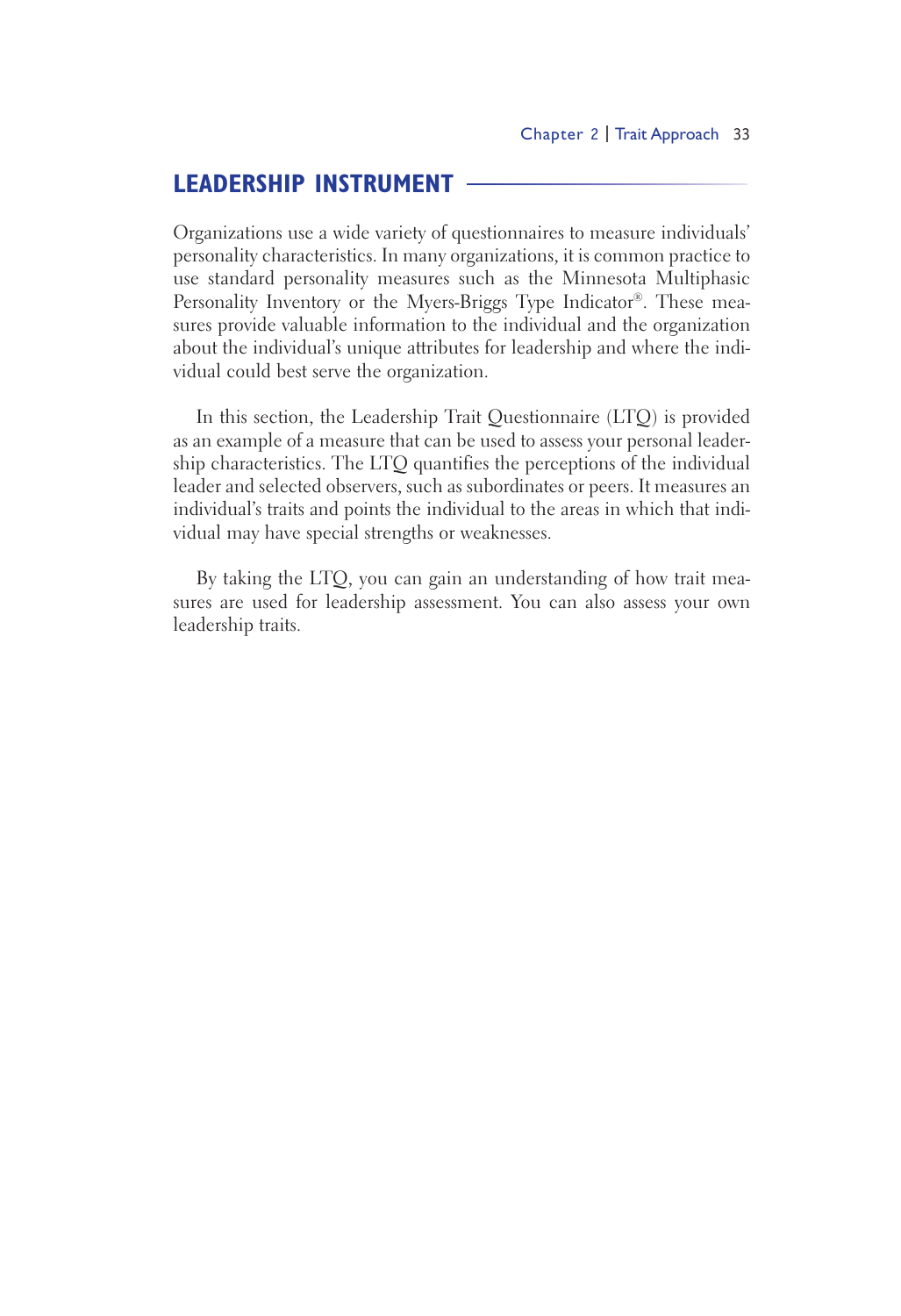## LEADERSHIP INSTRUMENT

Organizations use a wide variety of questionnaires to measure individuals' personality characteristics. In many organizations, it is common practice to use standard personality measures such as the Minnesota Multiphasic Personality Inventory or the Myers-Briggs Type Indicator®. These measures provide valuable information to the individual and the organization about the individual's unique attributes for leadership and where the individual could best serve the organization.

In this section, the Leadership Trait Questionnaire (LTQ) is provided as an example of a measure that can be used to assess your personal leadership characteristics. The LTQ quantifies the perceptions of the individual leader and selected observers, such as subordinates or peers. It measures an individual's traits and points the individual to the areas in which that individual may have special strengths or weaknesses.

By taking the LTQ, you can gain an understanding of how trait measures are used for leadership assessment. You can also assess your own leadership traits.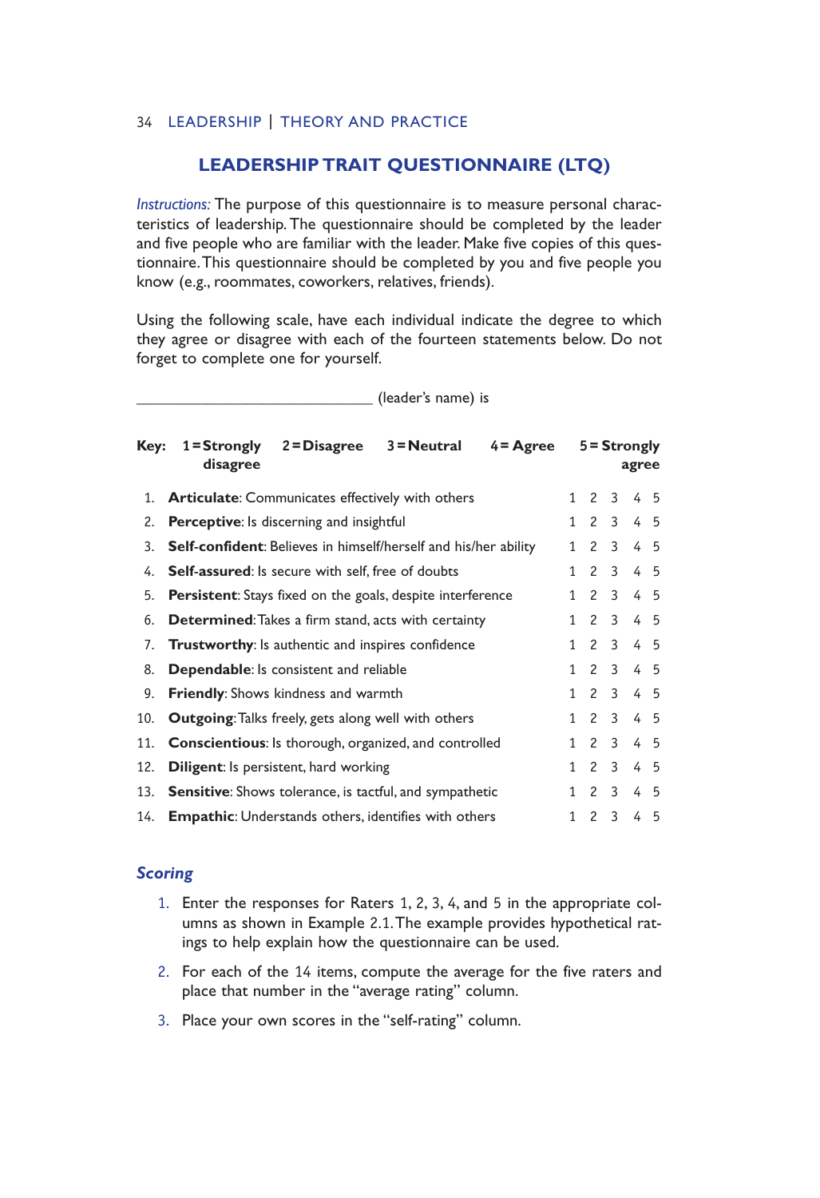## LEADERSHIP TRAIT QUESTIONNAIRE (LTQ)

*Instructions:* The purpose of this questionnaire is to measure personal characteristics of leadership. The questionnaire should be completed by the leader and five people who are familiar with the leader. Make five copies of this questionnaire. This questionnaire should be completed by you and five people you know (e.g., roommates, coworkers, relatives, friends).

Using the following scale, have each individual indicate the degree to which they agree or disagree with each of the fourteen statements below. Do not forget to complete one for yourself.

______________________________ (leader's name) is

**Key: 1 = Strongly disagree   2 = Disagree   3 = Neutral   4 = Agree   5 = Strongly agree**

| | Statement | | | | | |
|---|---|---|---|---|---|---|
| 1. | **Articulate**: Communicates effectively with others | 1 | 2 | 3 | 4 | 5 |
| 2. | **Perceptive**: Is discerning and insightful | 1 | 2 | 3 | 4 | 5 |
| 3. | **Self-confident**: Believes in himself/herself and his/her ability | 1 | 2 | 3 | 4 | 5 |
| 4. | **Self-assured**: Is secure with self, free of doubts | 1 | 2 | 3 | 4 | 5 |
| 5. | **Persistent**: Stays fixed on the goals, despite interference | 1 | 2 | 3 | 4 | 5 |
| 6. | **Determined**: Takes a firm stand, acts with certainty | 1 | 2 | 3 | 4 | 5 |
| 7. | **Trustworthy**: Is authentic and inspires confidence | 1 | 2 | 3 | 4 | 5 |
| 8. | **Dependable**: Is consistent and reliable | 1 | 2 | 3 | 4 | 5 |
| 9. | **Friendly**: Shows kindness and warmth | 1 | 2 | 3 | 4 | 5 |
| 10. | **Outgoing**: Talks freely, gets along well with others | 1 | 2 | 3 | 4 | 5 |
| 11. | **Conscientious**: Is thorough, organized, and controlled | 1 | 2 | 3 | 4 | 5 |
| 12. | **Diligent**: Is persistent, hard working | 1 | 2 | 3 | 4 | 5 |
| 13. | **Sensitive**: Shows tolerance, is tactful, and sympathetic | 1 | 2 | 3 | 4 | 5 |
| 14. | **Empathic**: Understands others, identifies with others | 1 | 2 | 3 | 4 | 5 |

### *Scoring*

1. Enter the responses for Raters 1, 2, 3, 4, and 5 in the appropriate columns as shown in Example 2.1. The example provides hypothetical ratings to help explain how the questionnaire can be used.
2. For each of the 14 items, compute the average for the five raters and place that number in the "average rating" column.
3. Place your own scores in the "self-rating" column.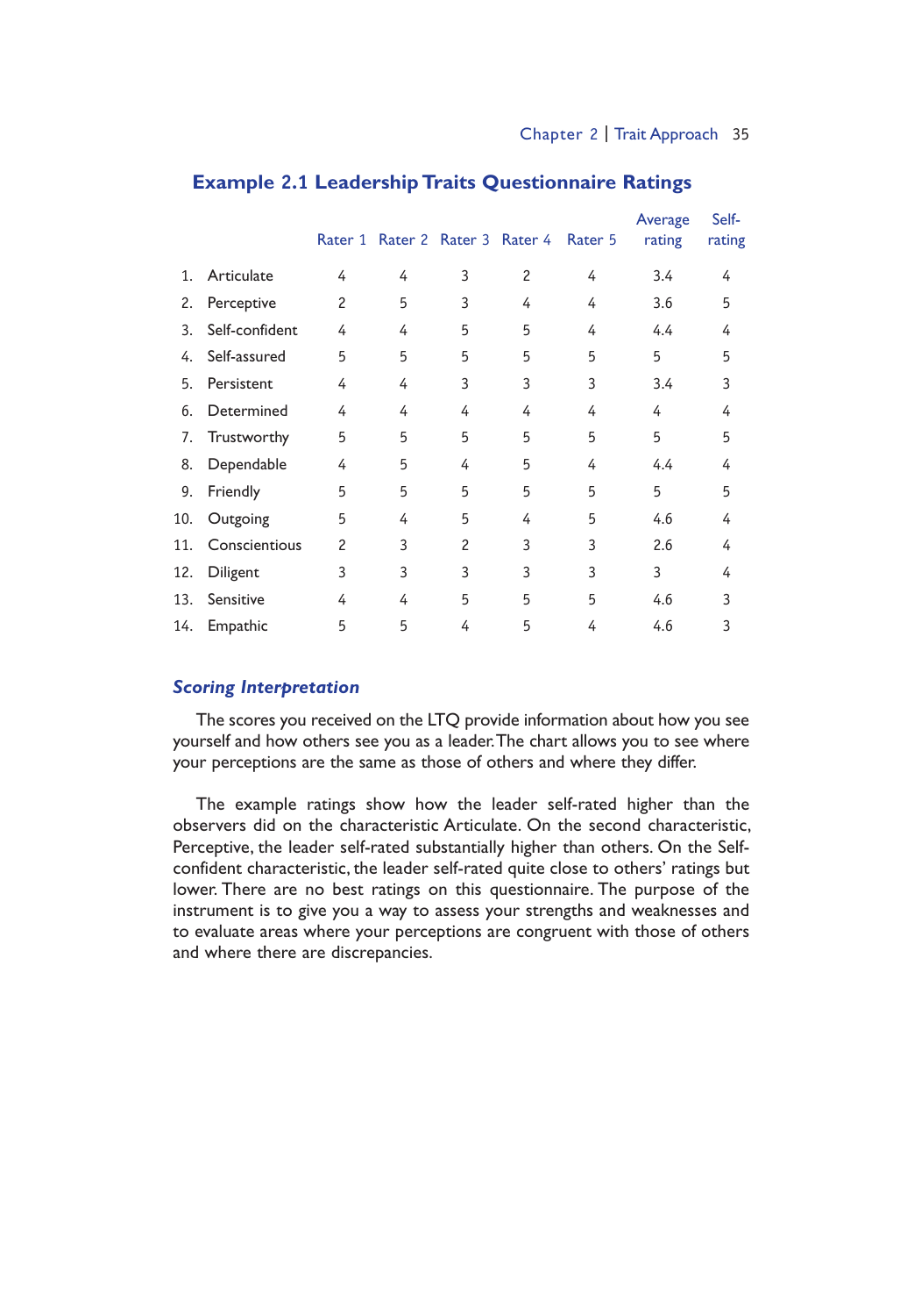## Example 2.1 Leadership Traits Questionnaire Ratings

| | | Rater 1 | Rater 2 | Rater 3 | Rater 4 | Rater 5 | Average rating | Self-rating |
|---|---|---|---|---|---|---|---|---|
| 1. | Articulate | 4 | 4 | 3 | 2 | 4 | 3.4 | 4 |
| 2. | Perceptive | 2 | 5 | 3 | 4 | 4 | 3.6 | 5 |
| 3. | Self-confident | 4 | 4 | 5 | 5 | 4 | 4.4 | 4 |
| 4. | Self-assured | 5 | 5 | 5 | 5 | 5 | 5 | 5 |
| 5. | Persistent | 4 | 4 | 3 | 3 | 3 | 3.4 | 3 |
| 6. | Determined | 4 | 4 | 4 | 4 | 4 | 4 | 4 |
| 7. | Trustworthy | 5 | 5 | 5 | 5 | 5 | 5 | 5 |
| 8. | Dependable | 4 | 5 | 4 | 5 | 4 | 4.4 | 4 |
| 9. | Friendly | 5 | 5 | 5 | 5 | 5 | 5 | 5 |
| 10. | Outgoing | 5 | 4 | 5 | 4 | 5 | 4.6 | 4 |
| 11. | Conscientious | 2 | 3 | 2 | 3 | 3 | 2.6 | 4 |
| 12. | Diligent | 3 | 3 | 3 | 3 | 3 | 3 | 4 |
| 13. | Sensitive | 4 | 4 | 5 | 5 | 5 | 4.6 | 3 |
| 14. | Empathic | 5 | 5 | 4 | 5 | 4 | 4.6 | 3 |

### *Scoring Interpretation*

The scores you received on the LTQ provide information about how you see yourself and how others see you as a leader. The chart allows you to see where your perceptions are the same as those of others and where they differ.

The example ratings show how the leader self-rated higher than the observers did on the characteristic Articulate. On the second characteristic, Perceptive, the leader self-rated substantially higher than others. On the Self-confident characteristic, the leader self-rated quite close to others' ratings but lower. There are no best ratings on this questionnaire. The purpose of the instrument is to give you a way to assess your strengths and weaknesses and to evaluate areas where your perceptions are congruent with those of others and where there are discrepancies.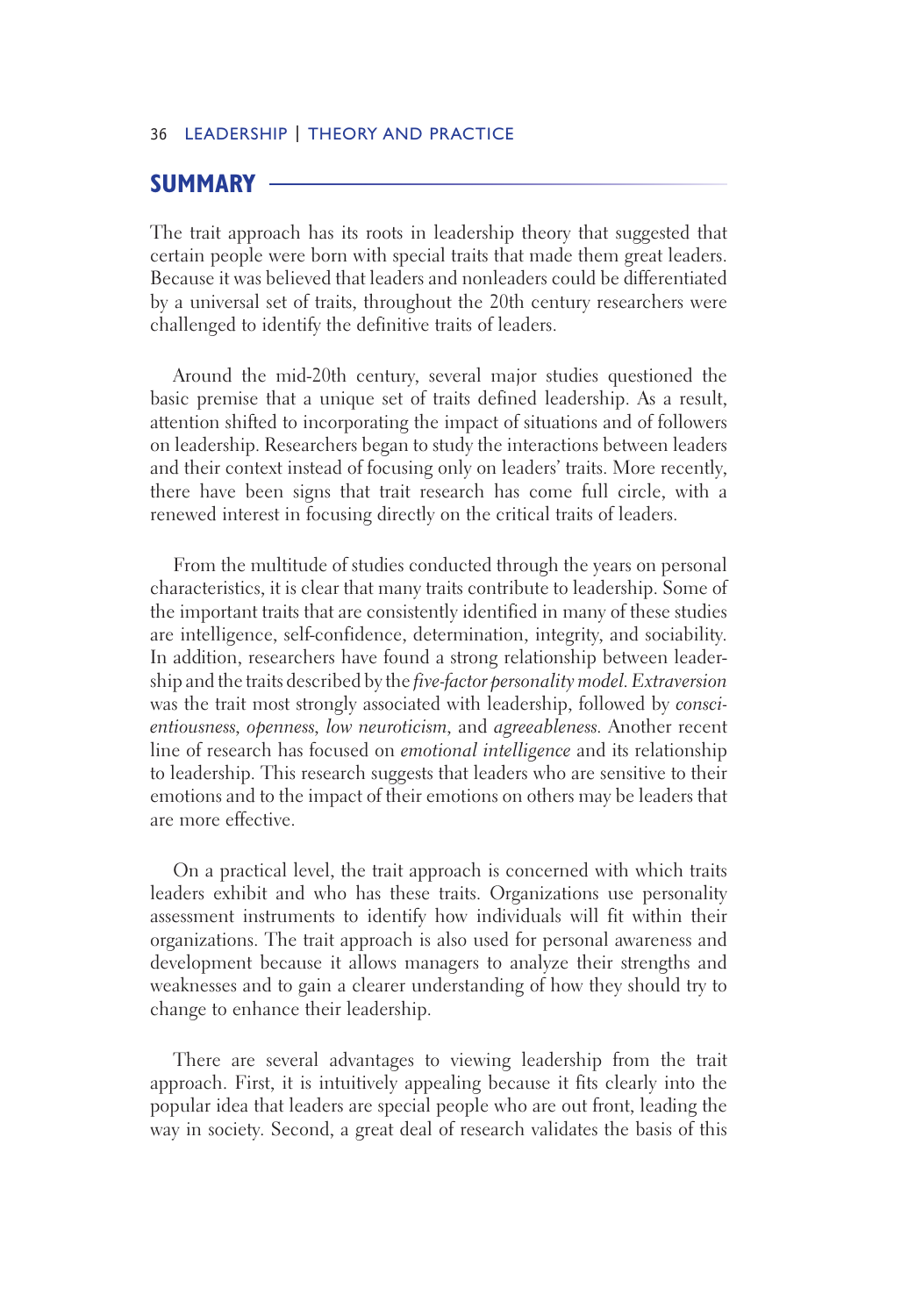## SUMMARY

The trait approach has its roots in leadership theory that suggested that certain people were born with special traits that made them great leaders. Because it was believed that leaders and nonleaders could be differentiated by a universal set of traits, throughout the 20th century researchers were challenged to identify the definitive traits of leaders.

Around the mid-20th century, several major studies questioned the basic premise that a unique set of traits defined leadership. As a result, attention shifted to incorporating the impact of situations and of followers on leadership. Researchers began to study the interactions between leaders and their context instead of focusing only on leaders' traits. More recently, there have been signs that trait research has come full circle, with a renewed interest in focusing directly on the critical traits of leaders.

From the multitude of studies conducted through the years on personal characteristics, it is clear that many traits contribute to leadership. Some of the important traits that are consistently identified in many of these studies are intelligence, self-confidence, determination, integrity, and sociability. In addition, researchers have found a strong relationship between leadership and the traits described by the *five-factor personality model*. *Extraversion* was the trait most strongly associated with leadership, followed by *conscientiousness*, *openness*, *low neuroticism*, and *agreeableness*. Another recent line of research has focused on *emotional intelligence* and its relationship to leadership. This research suggests that leaders who are sensitive to their emotions and to the impact of their emotions on others may be leaders that are more effective.

On a practical level, the trait approach is concerned with which traits leaders exhibit and who has these traits. Organizations use personality assessment instruments to identify how individuals will fit within their organizations. The trait approach is also used for personal awareness and development because it allows managers to analyze their strengths and weaknesses and to gain a clearer understanding of how they should try to change to enhance their leadership.

There are several advantages to viewing leadership from the trait approach. First, it is intuitively appealing because it fits clearly into the popular idea that leaders are special people who are out front, leading the way in society. Second, a great deal of research validates the basis of this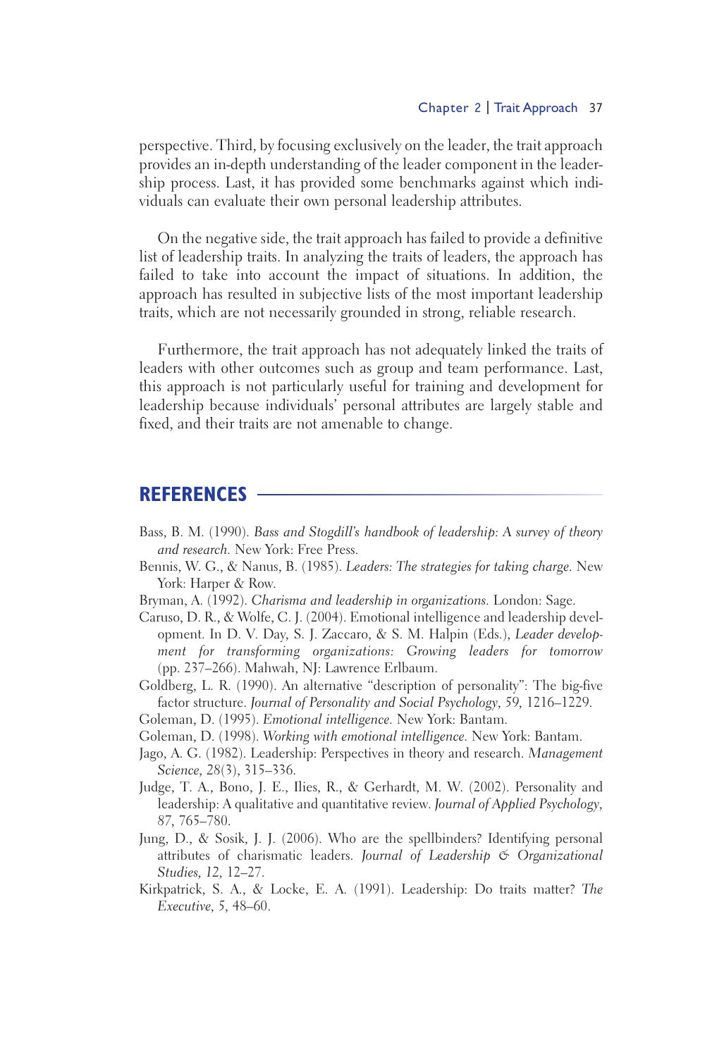perspective. Third, by focusing exclusively on the leader, the trait approach provides an in-depth understanding of the leader component in the leadership process. Last, it has provided some benchmarks against which individuals can evaluate their own personal leadership attributes.

On the negative side, the trait approach has failed to provide a definitive list of leadership traits. In analyzing the traits of leaders, the approach has failed to take into account the impact of situations. In addition, the approach has resulted in subjective lists of the most important leadership traits, which are not necessarily grounded in strong, reliable research.

Furthermore, the trait approach has not adequately linked the traits of leaders with other outcomes such as group and team performance. Last, this approach is not particularly useful for training and development for leadership because individuals' personal attributes are largely stable and fixed, and their traits are not amenable to change.

## REFERENCES

Bass, B. M. (1990). *Bass and Stogdill's handbook of leadership: A survey of theory and research.* New York: Free Press.

Bennis, W. G., & Nanus, B. (1985). *Leaders: The strategies for taking charge.* New York: Harper & Row.

Bryman, A. (1992). *Charisma and leadership in organizations.* London: Sage.

Caruso, D. R., & Wolfe, C. J. (2004). Emotional intelligence and leadership development. In D. V. Day, S. J. Zaccaro, & S. M. Halpin (Eds.), *Leader development for transforming organizations: Growing leaders for tomorrow* (pp. 237–266). Mahwah, NJ: Lawrence Erlbaum.

Goldberg, L. R. (1990). An alternative "description of personality": The big-five factor structure. *Journal of Personality and Social Psychology*, *59*, 1216–1229.

Goleman, D. (1995). *Emotional intelligence.* New York: Bantam.

Goleman, D. (1998). *Working with emotional intelligence.* New York: Bantam.

Jago, A. G. (1982). Leadership: Perspectives in theory and research. *Management Science*, *28*(3), 315–336.

Judge, T. A., Bono, J. E., Ilies, R., & Gerhardt, M. W. (2002). Personality and leadership: A qualitative and quantitative review. *Journal of Applied Psychology*, *87*, 765–780.

Jung, D., & Sosik, J. J. (2006). Who are the spellbinders? Identifying personal attributes of charismatic leaders. *Journal of Leadership & Organizational Studies*, *12*, 12–27.

Kirkpatrick, S. A., & Locke, E. A. (1991). Leadership: Do traits matter? *The Executive*, *5*, 48–60.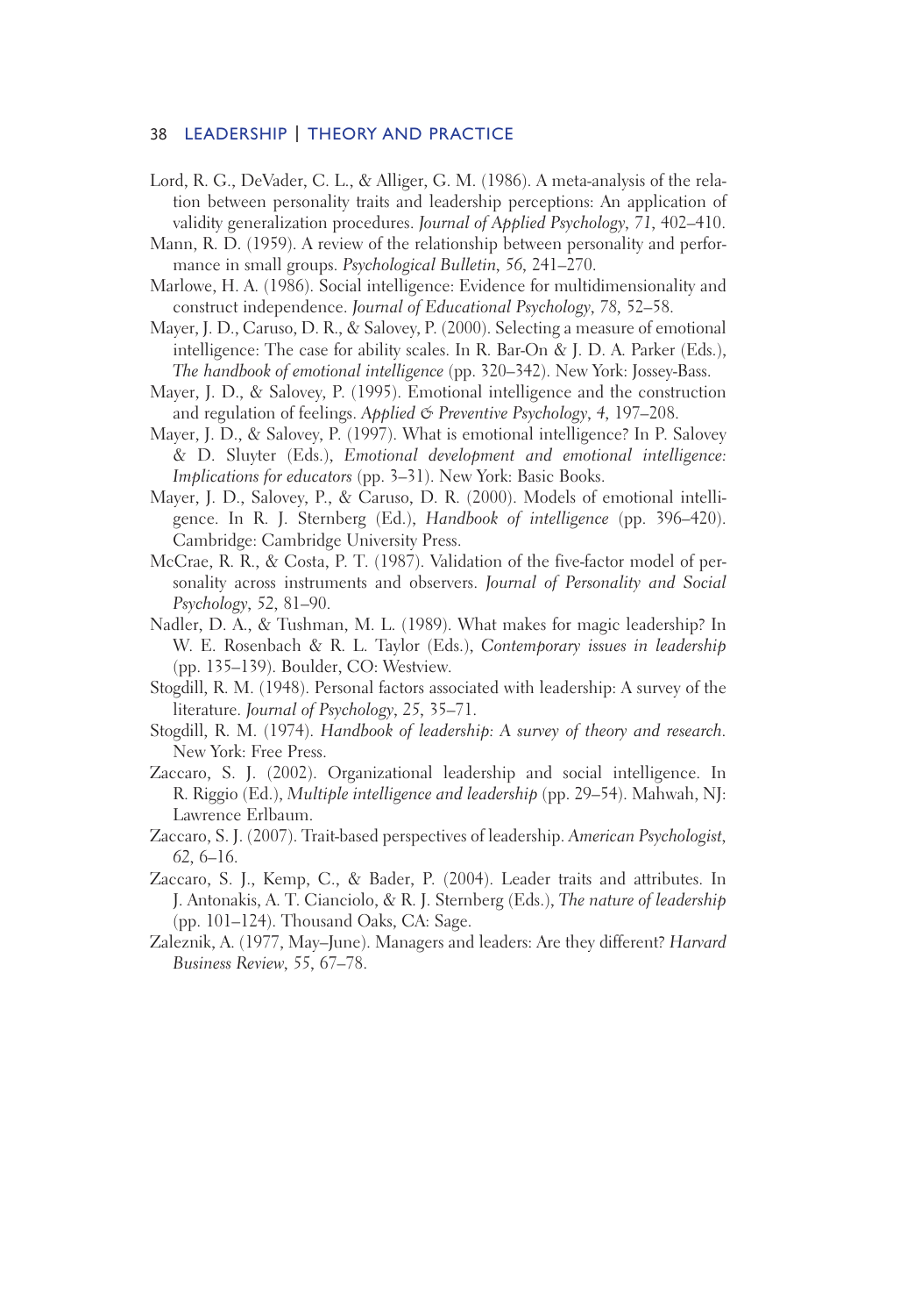Lord, R. G., DeVader, C. L., & Alliger, G. M. (1986). A meta-analysis of the relation between personality traits and leadership perceptions: An application of validity generalization procedures. *Journal of Applied Psychology*, *71*, 402–410.

Mann, R. D. (1959). A review of the relationship between personality and performance in small groups. *Psychological Bulletin*, *56*, 241–270.

Marlowe, H. A. (1986). Social intelligence: Evidence for multidimensionality and construct independence. *Journal of Educational Psychology*, *78*, 52–58.

Mayer, J. D., Caruso, D. R., & Salovey, P. (2000). Selecting a measure of emotional intelligence: The case for ability scales. In R. Bar-On & J. D. A. Parker (Eds.), *The handbook of emotional intelligence* (pp. 320–342). New York: Jossey-Bass.

Mayer, J. D., & Salovey, P. (1995). Emotional intelligence and the construction and regulation of feelings. *Applied & Preventive Psychology*, *4*, 197–208.

Mayer, J. D., & Salovey, P. (1997). What is emotional intelligence? In P. Salovey & D. Sluyter (Eds.), *Emotional development and emotional intelligence: Implications for educators* (pp. 3–31). New York: Basic Books.

Mayer, J. D., Salovey, P., & Caruso, D. R. (2000). Models of emotional intelligence. In R. J. Sternberg (Ed.), *Handbook of intelligence* (pp. 396–420). Cambridge: Cambridge University Press.

McCrae, R. R., & Costa, P. T. (1987). Validation of the five-factor model of personality across instruments and observers. *Journal of Personality and Social Psychology*, *52*, 81–90.

Nadler, D. A., & Tushman, M. L. (1989). What makes for magic leadership? In W. E. Rosenbach & R. L. Taylor (Eds.), *Contemporary issues in leadership* (pp. 135–139). Boulder, CO: Westview.

Stogdill, R. M. (1948). Personal factors associated with leadership: A survey of the literature. *Journal of Psychology*, *25*, 35–71.

Stogdill, R. M. (1974). *Handbook of leadership: A survey of theory and research*. New York: Free Press.

Zaccaro, S. J. (2002). Organizational leadership and social intelligence. In R. Riggio (Ed.), *Multiple intelligence and leadership* (pp. 29–54). Mahwah, NJ: Lawrence Erlbaum.

Zaccaro, S. J. (2007). Trait-based perspectives of leadership. *American Psychologist*, *62*, 6–16.

Zaccaro, S. J., Kemp, C., & Bader, P. (2004). Leader traits and attributes. In J. Antonakis, A. T. Cianciolo, & R. J. Sternberg (Eds.), *The nature of leadership* (pp. 101–124). Thousand Oaks, CA: Sage.

Zaleznik, A. (1977, May–June). Managers and leaders: Are they different? *Harvard Business Review*, *55*, 67–78.